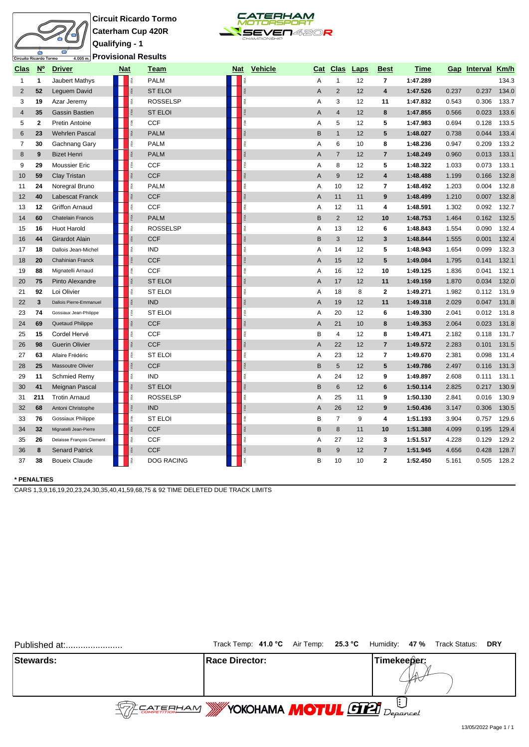**Circuit Ricardo Tormo**

**Caterham Cup 420R**

**Qualifying - 1**

**Provisional Results**

| Clas | Nº | Driver | Nat | Team | Nat | Vehicle | Cat | Clas | Laps | Best | Time | Gap | Interval | Km/h |
|---|---|---|---|---|---|---|---|---|---|---|---|---|---|---|
| 1 | 1 | Jaubert Mathys | FRA | PALM | FRA | | A | 1 | 12 | 7 | 1:47.289 | | | 134.3 |
| 2 | 52 | Leguem David | FRA | ST ELOI | FRA | | A | 2 | 12 | 4 | 1:47.526 | 0.237 | 0.237 | 134.0 |
| 3 | 19 | Azar Jeremy | FRA | ROSSELSP | FRA | | A | 3 | 12 | 11 | 1:47.832 | 0.543 | 0.306 | 133.7 |
| 4 | 35 | Gassin Bastien | FRA | ST ELOI | FRA | | A | 4 | 12 | 8 | 1:47.855 | 0.566 | 0.023 | 133.6 |
| 5 | 2 | Pretin Antoine | FRA | CCF | FRA | | A | 5 | 12 | 5 | 1:47.983 | 0.694 | 0.128 | 133.5 |
| 6 | 23 | Wehrlen Pascal | FRA | PALM | FRA | | B | 1 | 12 | 5 | 1:48.027 | 0.738 | 0.044 | 133.4 |
| 7 | 30 | Gachnang Gary | FRA | PALM | FRA | | A | 6 | 10 | 8 | 1:48.236 | 0.947 | 0.209 | 133.2 |
| 8 | 9 | Bizet Henri | FRA | PALM | FRA | | A | 7 | 12 | 7 | 1:48.249 | 0.960 | 0.013 | 133.1 |
| 9 | 29 | Moussier Eric | FRA | CCF | FRA | | A | 8 | 12 | 5 | 1:48.322 | 1.033 | 0.073 | 133.1 |
| 10 | 59 | Clay Tristan | FRA | CCF | FRA | | A | 9 | 12 | 4 | 1:48.488 | 1.199 | 0.166 | 132.8 |
| 11 | 24 | Noregral Bruno | FRA | PALM | FRA | | A | 10 | 12 | 7 | 1:48.492 | 1.203 | 0.004 | 132.8 |
| 12 | 40 | Labescat Franck | FRA | CCF | FRA | | A | 11 | 11 | 9 | 1:48.499 | 1.210 | 0.007 | 132.8 |
| 13 | 12 | Griffon Arnaud | FRA | CCF | FRA | | A | 12 | 11 | 4 | 1:48.591 | 1.302 | 0.092 | 132.7 |
| 14 | 60 | Chatelain Francis | FRA | PALM | FRA | | B | 2 | 12 | 10 | 1:48.753 | 1.464 | 0.162 | 132.5 |
| 15 | 16 | Huot Harold | FRA | ROSSELSP | FRA | | A | 13 | 12 | 6 | 1:48.843 | 1.554 | 0.090 | 132.4 |
| 16 | 44 | Girardot Alain | FRA | CCF | FRA | | B | 3 | 12 | 3 | 1:48.844 | 1.555 | 0.001 | 132.4 |
| 17 | 18 | Dallois Jean-Michel | FRA | IND | FRA | | A | 14 | 12 | 5 | 1:48.943 | 1.654 | 0.099 | 132.3 |
| 18 | 20 | Chahinian Franck | FRA | CCF | FRA | | A | 15 | 12 | 5 | 1:49.084 | 1.795 | 0.141 | 132.1 |
| 19 | 88 | Mignatelli Arnaud | FRA | CCF | FRA | | A | 16 | 12 | 10 | 1:49.125 | 1.836 | 0.041 | 132.1 |
| 20 | 75 | Pinto Alexandre | FRA | ST ELOI | FRA | | A | 17 | 12 | 11 | 1:49.159 | 1.870 | 0.034 | 132.0 |
| 21 | 92 | Loi Olivier | FRA | ST ELOI | FRA | | A | 18 | 8 | 2 | 1:49.271 | 1.982 | 0.112 | 131.9 |
| 22 | 3 | Dallois Pierre-Emmanuel | FRA | IND | FRA | | A | 19 | 12 | 11 | 1:49.318 | 2.029 | 0.047 | 131.8 |
| 23 | 74 | Gossiaux Jean-Philippe | FRA | ST ELOI | FRA | | A | 20 | 12 | 6 | 1:49.330 | 2.041 | 0.012 | 131.8 |
| 24 | 69 | Quetaud Philippe | FRA | CCF | FRA | | A | 21 | 10 | 8 | 1:49.353 | 2.064 | 0.023 | 131.8 |
| 25 | 15 | Cordel Hervé | FRA | CCF | FRA | | B | 4 | 12 | 8 | 1:49.471 | 2.182 | 0.118 | 131.7 |
| 26 | 98 | Guerin Olivier | FRA | CCF | FRA | | A | 22 | 12 | 7 | 1:49.572 | 2.283 | 0.101 | 131.5 |
| 27 | 63 | Allaire Frédéric | FRA | ST ELOI | FRA | | A | 23 | 12 | 7 | 1:49.670 | 2.381 | 0.098 | 131.4 |
| 28 | 25 | Massoutre Olivier | FRA | CCF | FRA | | B | 5 | 12 | 5 | 1:49.786 | 2.497 | 0.116 | 131.3 |
| 29 | 11 | Schmied Remy | FRA | IND | FRA | | A | 24 | 12 | 9 | 1:49.897 | 2.608 | 0.111 | 131.1 |
| 30 | 41 | Meignan Pascal | FRA | ST ELOI | FRA | | B | 6 | 12 | 6 | 1:50.114 | 2.825 | 0.217 | 130.9 |
| 31 | 211 | Trotin Arnaud | FRA | ROSSELSP | FRA | | A | 25 | 11 | 9 | 1:50.130 | 2.841 | 0.016 | 130.9 |
| 32 | 68 | Antoni Christophe | FRA | IND | FRA | | A | 26 | 12 | 9 | 1:50.436 | 3.147 | 0.306 | 130.5 |
| 33 | 76 | Gossiaux Philippe | FRA | ST ELOI | FRA | | B | 7 | 9 | 4 | 1:51.193 | 3.904 | 0.757 | 129.6 |
| 34 | 32 | Mignatelli Jean-Pierre | FRA | CCF | FRA | | B | 8 | 11 | 10 | 1:51.388 | 4.099 | 0.195 | 129.4 |
| 35 | 26 | Delaisse François Clement | FRA | CCF | FRA | | A | 27 | 12 | 3 | 1:51.517 | 4.228 | 0.129 | 129.2 |
| 36 | 8 | Senard Patrick | FRA | CCF | FRA | | B | 9 | 12 | 7 | 1:51.945 | 4.656 | 0.428 | 128.7 |
| 37 | 38 | Boueix Claude | FRA | DOG RACING | FRA | | B | 10 | 10 | 2 | 1:52.450 | 5.161 | 0.505 | 128.2 |

**\* PENALTIES**

CARS 1,3,9,16,19,20,23,24,30,35,40,41,59,68,75 & 92 TIME DELETED DUE TRACK LIMITS

Published at:......................

Track Temp: **41.0 °C** Air Temp: **25.3 °C** Humidity: **47 %** Track Status: **DRY**

| Stewards: | Race Director: | Timekeeper: |
|---|---|---|
| | | |

13/05/2022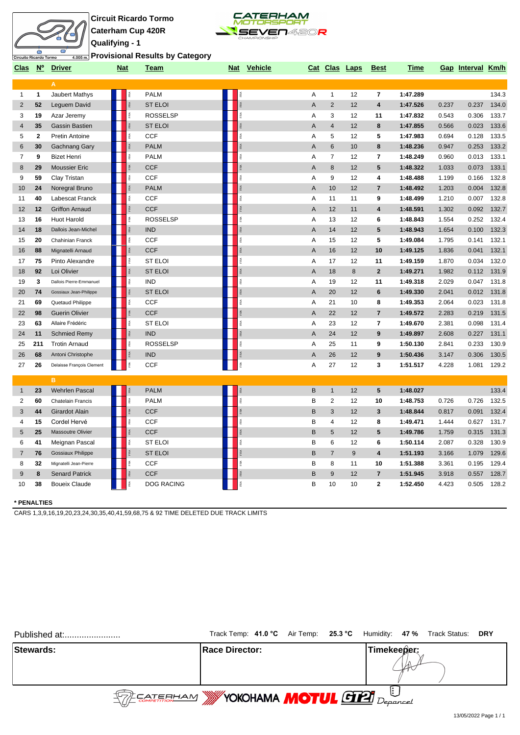**Circuit Ricardo Tormo**
**Caterham Cup 420R**
**Qualifying - 1**
**Provisional Results by Category**

| Clas | Nº | Driver | Nat | Team | Nat | Vehicle | Cat | Clas | Laps | Best | Time | Gap | Interval | Km/h |
|---|---|---|---|---|---|---|---|---|---|---|---|---|---|---|
| | | **A** | | | | | | | | | | | | |
| 1 | **1** | Jaubert Mathys | FRA | PALM | FRA | | A | 1 | 12 | **7** | **1:47.289** | | | 134.3 |
| 2 | **52** | Leguem David | FRA | ST ELOI | FRA | | A | 2 | 12 | **4** | **1:47.526** | 0.237 | 0.237 | 134.0 |
| 3 | **19** | Azar Jeremy | FRA | ROSSELSP | FRA | | A | 3 | 12 | **11** | **1:47.832** | 0.543 | 0.306 | 133.7 |
| 4 | **35** | Gassin Bastien | FRA | ST ELOI | FRA | | A | 4 | 12 | **8** | **1:47.855** | 0.566 | 0.023 | 133.6 |
| 5 | **2** | Pretin Antoine | FRA | CCF | FRA | | A | 5 | 12 | **5** | **1:47.983** | 0.694 | 0.128 | 133.5 |
| 6 | **30** | Gachnang Gary | FRA | PALM | FRA | | A | 6 | 10 | **8** | **1:48.236** | 0.947 | 0.253 | 133.2 |
| 7 | **9** | Bizet Henri | FRA | PALM | FRA | | A | 7 | 12 | **7** | **1:48.249** | 0.960 | 0.013 | 133.1 |
| 8 | **29** | Moussier Eric | FRA | CCF | FRA | | A | 8 | 12 | **5** | **1:48.322** | 1.033 | 0.073 | 133.1 |
| 9 | **59** | Clay Tristan | FRA | CCF | FRA | | A | 9 | 12 | **4** | **1:48.488** | 1.199 | 0.166 | 132.8 |
| 10 | **24** | Noregral Bruno | FRA | PALM | FRA | | A | 10 | 12 | **7** | **1:48.492** | 1.203 | 0.004 | 132.8 |
| 11 | **40** | Labescat Franck | FRA | CCF | FRA | | A | 11 | 11 | **9** | **1:48.499** | 1.210 | 0.007 | 132.8 |
| 12 | **12** | Griffon Arnaud | FRA | CCF | FRA | | A | 12 | 11 | **4** | **1:48.591** | 1.302 | 0.092 | 132.7 |
| 13 | **16** | Huot Harold | FRA | ROSSELSP | FRA | | A | 13 | 12 | **6** | **1:48.843** | 1.554 | 0.252 | 132.4 |
| 14 | **18** | Dallois Jean-Michel | FRA | IND | FRA | | A | 14 | 12 | **5** | **1:48.943** | 1.654 | 0.100 | 132.3 |
| 15 | **20** | Chahinian Franck | FRA | CCF | FRA | | A | 15 | 12 | **5** | **1:49.084** | 1.795 | 0.141 | 132.1 |
| 16 | **88** | Mignatelli Arnaud | FRA | CCF | FRA | | A | 16 | 12 | **10** | **1:49.125** | 1.836 | 0.041 | 132.1 |
| 17 | **75** | Pinto Alexandre | FRA | ST ELOI | FRA | | A | 17 | 12 | **11** | **1:49.159** | 1.870 | 0.034 | 132.0 |
| 18 | **92** | Loi Olivier | FRA | ST ELOI | FRA | | A | 18 | 8 | **2** | **1:49.271** | 1.982 | 0.112 | 131.9 |
| 19 | **3** | Dallois Pierre-Emmanuel | FRA | IND | FRA | | A | 19 | 12 | **11** | **1:49.318** | 2.029 | 0.047 | 131.8 |
| 20 | **74** | Gossiaux Jean-Philippe | FRA | ST ELOI | FRA | | A | 20 | 12 | **6** | **1:49.330** | 2.041 | 0.012 | 131.8 |
| 21 | **69** | Quetaud Philippe | FRA | CCF | FRA | | A | 21 | 10 | **8** | **1:49.353** | 2.064 | 0.023 | 131.8 |
| 22 | **98** | Guerin Olivier | FRA | CCF | FRA | | A | 22 | 12 | **7** | **1:49.572** | 2.283 | 0.219 | 131.5 |
| 23 | **63** | Allaire Frédéric | FRA | ST ELOI | FRA | | A | 23 | 12 | **7** | **1:49.670** | 2.381 | 0.098 | 131.4 |
| 24 | **11** | Schmied Remy | FRA | IND | FRA | | A | 24 | 12 | **9** | **1:49.897** | 2.608 | 0.227 | 131.1 |
| 25 | **211** | Trotin Arnaud | FRA | ROSSELSP | FRA | | A | 25 | 11 | **9** | **1:50.130** | 2.841 | 0.233 | 130.9 |
| 26 | **68** | Antoni Christophe | FRA | IND | FRA | | A | 26 | 12 | **9** | **1:50.436** | 3.147 | 0.306 | 130.5 |
| 27 | **26** | Delaisse François Clement | FRA | CCF | FRA | | A | 27 | 12 | **3** | **1:51.517** | 4.228 | 1.081 | 129.2 |
| | | **B** | | | | | | | | | | | | |
| 1 | **23** | Wehrlen Pascal | FRA | PALM | FRA | | B | 1 | 12 | **5** | **1:48.027** | | | 133.4 |
| 2 | **60** | Chatelain Francis | FRA | PALM | FRA | | B | 2 | 12 | **10** | **1:48.753** | 0.726 | 0.726 | 132.5 |
| 3 | **44** | Girardot Alain | FRA | CCF | FRA | | B | 3 | 12 | **3** | **1:48.844** | 0.817 | 0.091 | 132.4 |
| 4 | **15** | Cordel Hervé | FRA | CCF | FRA | | B | 4 | 12 | **8** | **1:49.471** | 1.444 | 0.627 | 131.7 |
| 5 | **25** | Massoutre Olivier | FRA | CCF | FRA | | B | 5 | 12 | **5** | **1:49.786** | 1.759 | 0.315 | 131.3 |
| 6 | **41** | Meignan Pascal | FRA | ST ELOI | FRA | | B | 6 | 12 | **6** | **1:50.114** | 2.087 | 0.328 | 130.9 |
| 7 | **76** | Gossiaux Philippe | FRA | ST ELOI | FRA | | B | 7 | 9 | **4** | **1:51.193** | 3.166 | 1.079 | 129.6 |
| 8 | **32** | Mignatelli Jean-Pierre | FRA | CCF | FRA | | B | 8 | 11 | **10** | **1:51.388** | 3.361 | 0.195 | 129.4 |
| 9 | **8** | Senard Patrick | FRA | CCF | FRA | | B | 9 | 12 | **7** | **1:51.945** | 3.918 | 0.557 | 128.7 |
| 10 | **38** | Boueix Claude | FRA | DOG RACING | FRA | | B | 10 | 10 | **2** | **1:52.450** | 4.423 | 0.505 | 128.2 |

**\* PENALTIES**

CARS 1,3,9,16,19,20,23,24,30,35,40,41,59,68,75 & 92 TIME DELETED DUE TRACK LIMITS

Published at:........................ Track Temp: **41.0 °C** Air Temp: **25.3 °C** Humidity: **47 %** Track Status: **DRY**

| Stewards: | Race Director: | Timekeeper: |
|---|---|---|
| | | |

13/05/2022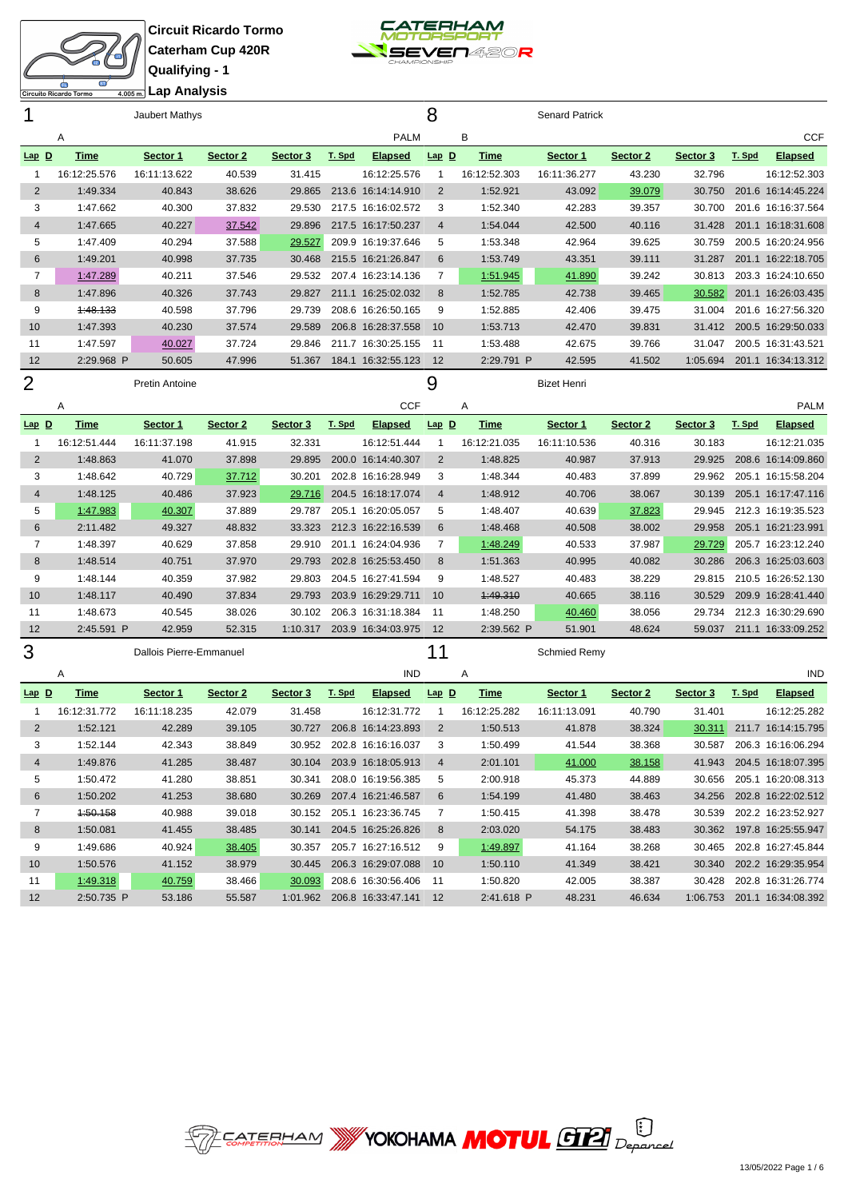**Circuit Ricardo Tormo**
**Caterham Cup 420R**
**Qualifying - 1**
**Lap Analysis**

## 1 Jaubert Mathys — A — PALM

| Lap | D | Time | Sector 1 | Sector 2 | Sector 3 | T. Spd | Elapsed |
|---|---|---|---|---|---|---|---|
| 1 | | 16:12:25.576 | 16:11:13.622 | 40.539 | 31.415 | | 16:12:25.576 |
| 2 | | 1:49.334 | 40.843 | 38.626 | 29.865 | 213.6 | 16:14:14.910 |
| 3 | | 1:47.662 | 40.300 | 37.832 | 29.530 | 217.5 | 16:16:02.572 |
| 4 | | 1:47.665 | 40.227 | 37.542 | 29.896 | 217.5 | 16:17:50.237 |
| 5 | | 1:47.409 | 40.294 | 37.588 | 29.527 | 209.9 | 16:19:37.646 |
| 6 | | 1:49.201 | 40.998 | 37.735 | 30.468 | 215.5 | 16:21:26.847 |
| 7 | | 1:47.289 | 40.211 | 37.546 | 29.532 | 207.4 | 16:23:14.136 |
| 8 | | 1:47.896 | 40.326 | 37.743 | 29.827 | 211.1 | 16:25:02.032 |
| 9 | | ~~1:48.133~~ | 40.598 | 37.796 | 29.739 | 208.6 | 16:26:50.165 |
| 10 | | 1:47.393 | 40.230 | 37.574 | 29.589 | 206.8 | 16:28:37.558 |
| 11 | | 1:47.597 | 40.027 | 37.724 | 29.846 | 211.7 | 16:30:25.155 |
| 12 | | 2:29.968 P | 50.605 | 47.996 | 51.367 | 184.1 | 16:32:55.123 |

## 8 Senard Patrick — B — CCF

| Lap | D | Time | Sector 1 | Sector 2 | Sector 3 | T. Spd | Elapsed |
|---|---|---|---|---|---|---|---|
| 1 | | 16:12:52.303 | 16:11:36.277 | 43.230 | 32.796 | | 16:12:52.303 |
| 2 | | 1:52.921 | 43.092 | 39.079 | 30.750 | 201.6 | 16:14:45.224 |
| 3 | | 1:52.340 | 42.283 | 39.357 | 30.700 | 201.6 | 16:16:37.564 |
| 4 | | 1:54.044 | 42.500 | 40.116 | 31.428 | 201.1 | 16:18:31.608 |
| 5 | | 1:53.348 | 42.964 | 39.625 | 30.759 | 200.5 | 16:20:24.956 |
| 6 | | 1:53.749 | 43.351 | 39.111 | 31.287 | 201.1 | 16:22:18.705 |
| 7 | | 1:51.945 | 41.890 | 39.242 | 30.813 | 203.3 | 16:24:10.650 |
| 8 | | 1:52.785 | 42.738 | 39.465 | 30.582 | 201.1 | 16:26:03.435 |
| 9 | | 1:52.885 | 42.406 | 39.475 | 31.004 | 201.6 | 16:27:56.320 |
| 10 | | 1:53.713 | 42.470 | 39.831 | 31.412 | 200.5 | 16:29:50.033 |
| 11 | | 1:53.488 | 42.675 | 39.766 | 31.047 | 200.5 | 16:31:43.521 |
| 12 | | 2:29.791 P | 42.595 | 41.502 | 1:05.694 | 201.1 | 16:34:13.312 |

## 2 Pretin Antoine — A — CCF

| Lap | D | Time | Sector 1 | Sector 2 | Sector 3 | T. Spd | Elapsed |
|---|---|---|---|---|---|---|---|
| 1 | | 16:12:51.444 | 16:11:37.198 | 41.915 | 32.331 | | 16:12:51.444 |
| 2 | | 1:48.863 | 41.070 | 37.898 | 29.895 | 200.0 | 16:14:40.307 |
| 3 | | 1:48.642 | 40.729 | 37.712 | 30.201 | 202.8 | 16:16:28.949 |
| 4 | | 1:48.125 | 40.486 | 37.923 | 29.716 | 204.5 | 16:18:17.074 |
| 5 | | 1:47.983 | 40.307 | 37.889 | 29.787 | 205.1 | 16:20:05.057 |
| 6 | | 2:11.482 | 49.327 | 48.832 | 33.323 | 212.3 | 16:22:16.539 |
| 7 | | 1:48.397 | 40.629 | 37.858 | 29.910 | 201.1 | 16:24:04.936 |
| 8 | | 1:48.514 | 40.751 | 37.970 | 29.793 | 202.8 | 16:25:53.450 |
| 9 | | 1:48.144 | 40.359 | 37.982 | 29.803 | 204.5 | 16:27:41.594 |
| 10 | | 1:48.117 | 40.490 | 37.834 | 29.793 | 203.9 | 16:29:29.711 |
| 11 | | 1:48.673 | 40.545 | 38.026 | 30.102 | 206.3 | 16:31:18.384 |
| 12 | | 2:45.591 P | 42.959 | 52.315 | 1:10.317 | 203.9 | 16:34:03.975 |

## 9 Bizet Henri — A — PALM

| Lap | D | Time | Sector 1 | Sector 2 | Sector 3 | T. Spd | Elapsed |
|---|---|---|---|---|---|---|---|
| 1 | | 16:12:21.035 | 16:11:10.536 | 40.316 | 30.183 | | 16:12:21.035 |
| 2 | | 1:48.825 | 40.987 | 37.913 | 29.925 | 208.6 | 16:14:09.860 |
| 3 | | 1:48.344 | 40.483 | 37.899 | 29.962 | 205.1 | 16:15:58.204 |
| 4 | | 1:48.912 | 40.706 | 38.067 | 30.139 | 205.1 | 16:17:47.116 |
| 5 | | 1:48.407 | 40.639 | 37.823 | 29.945 | 212.3 | 16:19:35.523 |
| 6 | | 1:48.468 | 40.508 | 38.002 | 29.958 | 205.1 | 16:21:23.991 |
| 7 | | 1:48.249 | 40.533 | 37.987 | 29.729 | 205.7 | 16:23:12.240 |
| 8 | | 1:51.363 | 40.995 | 40.082 | 30.286 | 206.3 | 16:25:03.603 |
| 9 | | 1:48.527 | 40.483 | 38.229 | 29.815 | 210.5 | 16:26:52.130 |
| 10 | | ~~1:49.310~~ | 40.665 | 38.116 | 30.529 | 209.9 | 16:28:41.440 |
| 11 | | 1:48.250 | 40.460 | 38.056 | 29.734 | 212.3 | 16:30:29.690 |
| 12 | | 2:39.562 P | 51.901 | 48.624 | 59.037 | 211.1 | 16:33:09.252 |

## 3 Dallois Pierre-Emmanuel — A — IND

| Lap | D | Time | Sector 1 | Sector 2 | Sector 3 | T. Spd | Elapsed |
|---|---|---|---|---|---|---|---|
| 1 | | 16:12:31.772 | 16:11:18.235 | 42.079 | 31.458 | | 16:12:31.772 |
| 2 | | 1:52.121 | 42.289 | 39.105 | 30.727 | 206.8 | 16:14:23.893 |
| 3 | | 1:52.144 | 42.343 | 38.849 | 30.952 | 202.8 | 16:16:16.037 |
| 4 | | 1:49.876 | 41.285 | 38.487 | 30.104 | 203.9 | 16:18:05.913 |
| 5 | | 1:50.472 | 41.280 | 38.851 | 30.341 | 208.0 | 16:19:56.385 |
| 6 | | 1:50.202 | 41.253 | 38.680 | 30.269 | 207.4 | 16:21:46.587 |
| 7 | | ~~1:50.158~~ | 40.988 | 39.018 | 30.152 | 205.1 | 16:23:36.745 |
| 8 | | 1:50.081 | 41.455 | 38.485 | 30.141 | 204.5 | 16:25:26.826 |
| 9 | | 1:49.686 | 40.924 | 38.405 | 30.357 | 205.7 | 16:27:16.512 |
| 10 | | 1:50.576 | 41.152 | 38.979 | 30.445 | 206.3 | 16:29:07.088 |
| 11 | | 1:49.318 | 40.759 | 38.466 | 30.093 | 208.6 | 16:30:56.406 |
| 12 | | 2:50.735 P | 53.186 | 55.587 | 1:01.962 | 206.8 | 16:33:47.141 |

## 11 Schmied Remy — A — IND

| Lap | D | Time | Sector 1 | Sector 2 | Sector 3 | T. Spd | Elapsed |
|---|---|---|---|---|---|---|---|
| 1 | | 16:12:25.282 | 16:11:13.091 | 40.790 | 31.401 | | 16:12:25.282 |
| 2 | | 1:50.513 | 41.878 | 38.324 | 30.311 | 211.7 | 16:14:15.795 |
| 3 | | 1:50.499 | 41.544 | 38.368 | 30.587 | 206.3 | 16:16:06.294 |
| 4 | | 2:01.101 | 41.000 | 38.158 | 41.943 | 204.5 | 16:18:07.395 |
| 5 | | 2:00.918 | 45.373 | 44.889 | 30.656 | 205.1 | 16:20:08.313 |
| 6 | | 1:54.199 | 41.480 | 38.463 | 34.256 | 202.8 | 16:22:02.512 |
| 7 | | 1:50.415 | 41.398 | 38.478 | 30.539 | 202.2 | 16:23:52.927 |
| 8 | | 2:03.020 | 54.175 | 38.483 | 30.362 | 197.8 | 16:25:55.947 |
| 9 | | 1:49.897 | 41.164 | 38.268 | 30.465 | 202.8 | 16:27:45.844 |
| 10 | | 1:50.110 | 41.349 | 38.421 | 30.340 | 202.2 | 16:29:35.954 |
| 11 | | 1:50.820 | 42.005 | 38.387 | 30.428 | 202.8 | 16:31:26.774 |
| 12 | | 2:41.618 P | 48.231 | 46.634 | 1:06.753 | 201.1 | 16:34:08.392 |

13/05/2022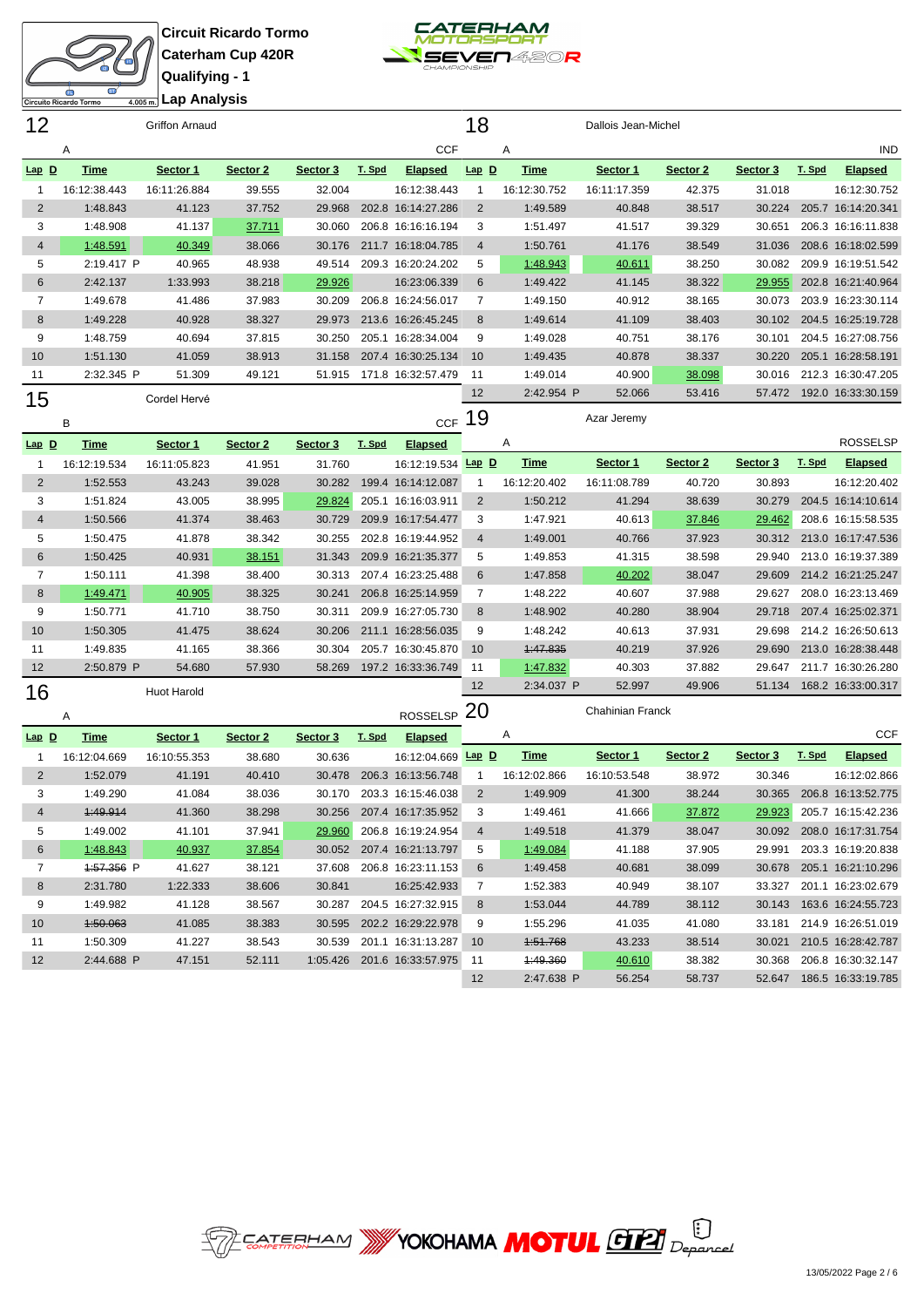**Circuit Ricardo Tormo**
**Caterham Cup 420R**
**Qualifying - 1**
**Lap Analysis**

## 12 Griffon Arnaud

A — CCF

| Lap | D | Time | Sector 1 | Sector 2 | Sector 3 | T. Spd | Elapsed |
|---|---|---|---|---|---|---|---|
| 1 | | 16:12:38.443 | 16:11:26.884 | 39.555 | 32.004 | | 16:12:38.443 |
| 2 | | 1:48.843 | 41.123 | 37.752 | 29.968 | 202.8 | 16:14:27.286 |
| 3 | | 1:48.908 | 41.137 | 37.711 | 30.060 | 206.8 | 16:16:16.194 |
| 4 | | 1:48.591 | 40.349 | 38.066 | 30.176 | 211.7 | 16:18:04.785 |
| 5 | | 2:19.417 P | 40.965 | 48.938 | 49.514 | 209.3 | 16:20:24.202 |
| 6 | | 2:42.137 | 1:33.993 | 38.218 | 29.926 | | 16:23:06.339 |
| 7 | | 1:49.678 | 41.486 | 37.983 | 30.209 | 206.8 | 16:24:56.017 |
| 8 | | 1:49.228 | 40.928 | 38.327 | 29.973 | 213.6 | 16:26:45.245 |
| 9 | | 1:48.759 | 40.694 | 37.815 | 30.250 | 205.1 | 16:28:34.004 |
| 10 | | 1:51.130 | 41.059 | 38.913 | 31.158 | 207.4 | 16:30:25.134 |
| 11 | | 2:32.345 P | 51.309 | 49.121 | 51.915 | 171.8 | 16:32:57.479 |

## 15 Cordel Hervé

B — CCF

| Lap | D | Time | Sector 1 | Sector 2 | Sector 3 | T. Spd | Elapsed |
|---|---|---|---|---|---|---|---|
| 1 | | 16:12:19.534 | 16:11:05.823 | 41.951 | 31.760 | | 16:12:19.534 |
| 2 | | 1:52.553 | 43.243 | 39.028 | 30.282 | 199.4 | 16:14:12.087 |
| 3 | | 1:51.824 | 43.005 | 38.995 | 29.824 | 205.1 | 16:16:03.911 |
| 4 | | 1:50.566 | 41.374 | 38.463 | 30.729 | 209.9 | 16:17:54.477 |
| 5 | | 1:50.475 | 41.878 | 38.342 | 30.255 | 202.8 | 16:19:44.952 |
| 6 | | 1:50.425 | 40.931 | 38.151 | 31.343 | 209.9 | 16:21:35.377 |
| 7 | | 1:50.111 | 41.398 | 38.400 | 30.313 | 207.4 | 16:23:25.488 |
| 8 | | 1:49.471 | 40.905 | 38.325 | 30.241 | 206.8 | 16:25:14.959 |
| 9 | | 1:50.771 | 41.710 | 38.750 | 30.311 | 209.9 | 16:27:05.730 |
| 10 | | 1:50.305 | 41.475 | 38.624 | 30.206 | 211.1 | 16:28:56.035 |
| 11 | | 1:49.835 | 41.165 | 38.366 | 30.304 | 205.7 | 16:30:45.870 |
| 12 | | 2:50.879 P | 54.680 | 57.930 | 58.269 | 197.2 | 16:33:36.749 |

## 16 Huot Harold

A — ROSSELSP

| Lap | D | Time | Sector 1 | Sector 2 | Sector 3 | T. Spd | Elapsed |
|---|---|---|---|---|---|---|---|
| 1 | | 16:12:04.669 | 16:10:55.353 | 38.680 | 30.636 | | 16:12:04.669 |
| 2 | | 1:52.079 | 41.191 | 40.410 | 30.478 | 206.3 | 16:13:56.748 |
| 3 | | 1:49.290 | 41.084 | 38.036 | 30.170 | 203.3 | 16:15:46.038 |
| 4 | | ~~1:49.914~~ | 41.360 | 38.298 | 30.256 | 207.4 | 16:17:35.952 |
| 5 | | 1:49.002 | 41.101 | 37.941 | 29.960 | 206.8 | 16:19:24.954 |
| 6 | | 1:48.843 | 40.937 | 37.854 | 30.052 | 207.4 | 16:21:13.797 |
| 7 | | ~~1:57.356~~ P | 41.627 | 38.121 | 37.608 | 206.8 | 16:23:11.153 |
| 8 | | 2:31.780 | 1:22.333 | 38.606 | 30.841 | | 16:25:42.933 |
| 9 | | 1:49.982 | 41.128 | 38.567 | 30.287 | 204.5 | 16:27:32.915 |
| 10 | | ~~1:50.063~~ | 41.085 | 38.383 | 30.595 | 202.2 | 16:29:22.978 |
| 11 | | 1:50.309 | 41.227 | 38.543 | 30.539 | 201.1 | 16:31:13.287 |
| 12 | | 2:44.688 P | 47.151 | 52.111 | 1:05.426 | 201.6 | 16:33:57.975 |

## 18 Dallois Jean-Michel

A — IND

| Lap | D | Time | Sector 1 | Sector 2 | Sector 3 | T. Spd | Elapsed |
|---|---|---|---|---|---|---|---|
| 1 | | 16:12:30.752 | 16:11:17.359 | 42.375 | 31.018 | | 16:12:30.752 |
| 2 | | 1:49.589 | 40.848 | 38.517 | 30.224 | 205.7 | 16:14:20.341 |
| 3 | | 1:51.497 | 41.517 | 39.329 | 30.651 | 206.3 | 16:16:11.838 |
| 4 | | 1:50.761 | 41.176 | 38.549 | 31.036 | 208.6 | 16:18:02.599 |
| 5 | | 1:48.943 | 40.611 | 38.250 | 30.082 | 209.9 | 16:19:51.542 |
| 6 | | 1:49.422 | 41.145 | 38.322 | 29.955 | 202.8 | 16:21:40.964 |
| 7 | | 1:49.150 | 40.912 | 38.165 | 30.073 | 203.9 | 16:23:30.114 |
| 8 | | 1:49.614 | 41.109 | 38.403 | 30.102 | 204.5 | 16:25:19.728 |
| 9 | | 1:49.028 | 40.751 | 38.176 | 30.101 | 204.5 | 16:27:08.756 |
| 10 | | 1:49.435 | 40.878 | 38.337 | 30.220 | 205.1 | 16:28:58.191 |
| 11 | | 1:49.014 | 40.900 | 38.098 | 30.016 | 212.3 | 16:30:47.205 |
| 12 | | 2:42.954 P | 52.066 | 53.416 | 57.472 | 192.0 | 16:33:30.159 |

## 19 Azar Jeremy

A — ROSSELSP

| Lap | D | Time | Sector 1 | Sector 2 | Sector 3 | T. Spd | Elapsed |
|---|---|---|---|---|---|---|---|
| 1 | | 16:12:20.402 | 16:11:08.789 | 40.720 | 30.893 | | 16:12:20.402 |
| 2 | | 1:50.212 | 41.294 | 38.639 | 30.279 | 204.5 | 16:14:10.614 |
| 3 | | 1:47.921 | 40.613 | 37.846 | 29.462 | 208.6 | 16:15:58.535 |
| 4 | | 1:49.001 | 40.766 | 37.923 | 30.312 | 213.0 | 16:17:47.536 |
| 5 | | 1:49.853 | 41.315 | 38.598 | 29.940 | 213.0 | 16:19:37.389 |
| 6 | | 1:47.858 | 40.202 | 38.047 | 29.609 | 214.2 | 16:21:25.247 |
| 7 | | 1:48.222 | 40.607 | 37.988 | 29.627 | 208.0 | 16:23:13.469 |
| 8 | | 1:48.902 | 40.280 | 38.904 | 29.718 | 207.4 | 16:25:02.371 |
| 9 | | 1:48.242 | 40.613 | 37.931 | 29.698 | 214.2 | 16:26:50.613 |
| 10 | | ~~1:47.835~~ | 40.219 | 37.926 | 29.690 | 213.0 | 16:28:38.448 |
| 11 | | 1:47.832 | 40.303 | 37.882 | 29.647 | 211.7 | 16:30:26.280 |
| 12 | | 2:34.037 P | 52.997 | 49.906 | 51.134 | 168.2 | 16:33:00.317 |

## 20 Chahinian Franck

A — CCF

| Lap | D | Time | Sector 1 | Sector 2 | Sector 3 | T. Spd | Elapsed |
|---|---|---|---|---|---|---|---|
| 1 | | 16:12:02.866 | 16:10:53.548 | 38.972 | 30.346 | | 16:12:02.866 |
| 2 | | 1:49.909 | 41.300 | 38.244 | 30.365 | 206.8 | 16:13:52.775 |
| 3 | | 1:49.461 | 41.666 | 37.872 | 29.923 | 205.7 | 16:15:42.236 |
| 4 | | 1:49.518 | 41.379 | 38.047 | 30.092 | 208.0 | 16:17:31.754 |
| 5 | | 1:49.084 | 41.188 | 37.905 | 29.991 | 203.3 | 16:19:20.838 |
| 6 | | 1:49.458 | 40.681 | 38.099 | 30.678 | 205.1 | 16:21:10.296 |
| 7 | | 1:52.383 | 40.949 | 38.107 | 33.327 | 201.1 | 16:23:02.679 |
| 8 | | 1:53.044 | 44.789 | 38.112 | 30.143 | 163.6 | 16:24:55.723 |
| 9 | | 1:55.296 | 41.035 | 41.080 | 33.181 | 214.9 | 16:26:51.019 |
| 10 | | ~~1:51.768~~ | 43.233 | 38.514 | 30.021 | 210.5 | 16:28:42.787 |
| 11 | | ~~1:49.360~~ | 40.610 | 38.382 | 30.368 | 206.8 | 16:30:32.147 |
| 12 | | 2:47.638 P | 56.254 | 58.737 | 52.647 | 186.5 | 16:33:19.785 |

13/05/2022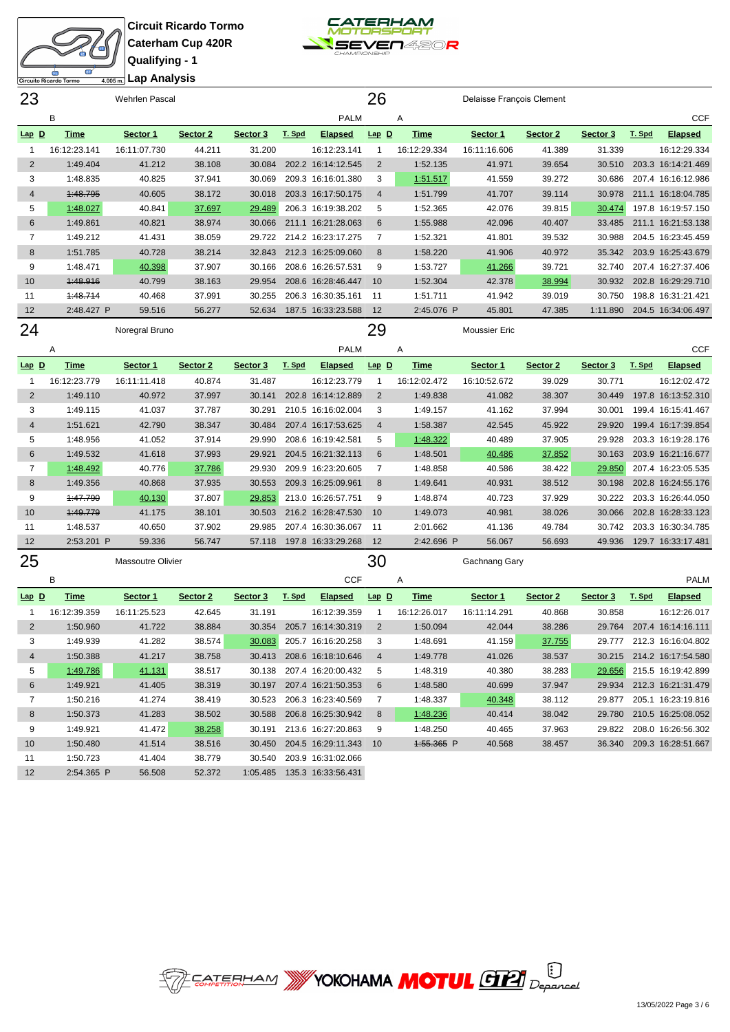Circuit Ricardo Tormo
Caterham Cup 420R
Qualifying - 1
Lap Analysis

## 23 Wehrlen Pascal — B — PALM

| Lap | D | Time | Sector 1 | Sector 2 | Sector 3 | T. Spd | Elapsed |
|---|---|---|---|---|---|---|---|
| 1 | | 16:12:23.141 | 16:11:07.730 | 44.211 | 31.200 | | 16:12:23.141 |
| 2 | | 1:49.404 | 41.212 | 38.108 | 30.084 | 202.2 | 16:14:12.545 |
| 3 | | 1:48.835 | 40.825 | 37.941 | 30.069 | 209.3 | 16:16:01.380 |
| 4 | | ~~1:48.795~~ | 40.605 | 38.172 | 30.018 | 203.3 | 16:17:50.175 |
| 5 | | 1:48.027 | 40.841 | 37.697 | 29.489 | 206.3 | 16:19:38.202 |
| 6 | | 1:49.861 | 40.821 | 38.974 | 30.066 | 211.1 | 16:21:28.063 |
| 7 | | 1:49.212 | 41.431 | 38.059 | 29.722 | 214.2 | 16:23:17.275 |
| 8 | | 1:51.785 | 40.728 | 38.214 | 32.843 | 212.3 | 16:25:09.060 |
| 9 | | 1:48.471 | 40.398 | 37.907 | 30.166 | 208.6 | 16:26:57.531 |
| 10 | | ~~1:48.916~~ | 40.799 | 38.163 | 29.954 | 208.6 | 16:28:46.447 |
| 11 | | ~~1:48.714~~ | 40.468 | 37.991 | 30.255 | 206.3 | 16:30:35.161 |
| 12 | | 2:48.427 P | 59.516 | 56.277 | 52.634 | 187.5 | 16:33:23.588 |

## 26 Delaisse François Clement — A — CCF

| Lap | D | Time | Sector 1 | Sector 2 | Sector 3 | T. Spd | Elapsed |
|---|---|---|---|---|---|---|---|
| 1 | | 16:12:29.334 | 16:11:16.606 | 41.389 | 31.339 | | 16:12:29.334 |
| 2 | | 1:52.135 | 41.971 | 39.654 | 30.510 | 203.3 | 16:14:21.469 |
| 3 | | 1:51.517 | 41.559 | 39.272 | 30.686 | 207.4 | 16:16:12.986 |
| 4 | | 1:51.799 | 41.707 | 39.114 | 30.978 | 211.1 | 16:18:04.785 |
| 5 | | 1:52.365 | 42.076 | 39.815 | 30.474 | 197.8 | 16:19:57.150 |
| 6 | | 1:55.988 | 42.096 | 40.407 | 33.485 | 211.1 | 16:21:53.138 |
| 7 | | 1:52.321 | 41.801 | 39.532 | 30.988 | 204.5 | 16:23:45.459 |
| 8 | | 1:58.220 | 41.906 | 40.972 | 35.342 | 203.9 | 16:25:43.679 |
| 9 | | 1:53.727 | 41.266 | 39.721 | 32.740 | 207.4 | 16:27:37.406 |
| 10 | | 1:52.304 | 42.378 | 38.994 | 30.932 | 202.8 | 16:29:29.710 |
| 11 | | 1:51.711 | 41.942 | 39.019 | 30.750 | 198.8 | 16:31:21.421 |
| 12 | | 2:45.076 P | 45.801 | 47.385 | 1:11.890 | 204.5 | 16:34:06.497 |

## 24 Noregral Bruno — A — PALM

| Lap | D | Time | Sector 1 | Sector 2 | Sector 3 | T. Spd | Elapsed |
|---|---|---|---|---|---|---|---|
| 1 | | 16:12:23.779 | 16:11:11.418 | 40.874 | 31.487 | | 16:12:23.779 |
| 2 | | 1:49.110 | 40.972 | 37.997 | 30.141 | 202.8 | 16:14:12.889 |
| 3 | | 1:49.115 | 41.037 | 37.787 | 30.291 | 210.5 | 16:16:02.004 |
| 4 | | 1:51.621 | 42.790 | 38.347 | 30.484 | 207.4 | 16:17:53.625 |
| 5 | | 1:48.956 | 41.052 | 37.914 | 29.990 | 208.6 | 16:19:42.581 |
| 6 | | 1:49.532 | 41.618 | 37.993 | 29.921 | 204.5 | 16:21:32.113 |
| 7 | | 1:48.492 | 40.776 | 37.786 | 29.930 | 209.9 | 16:23:20.605 |
| 8 | | 1:49.356 | 40.868 | 37.935 | 30.553 | 209.3 | 16:25:09.961 |
| 9 | | ~~1:47.790~~ | 40.130 | 37.807 | 29.853 | 213.0 | 16:26:57.751 |
| 10 | | ~~1:49.779~~ | 41.175 | 38.101 | 30.503 | 216.2 | 16:28:47.530 |
| 11 | | 1:48.537 | 40.650 | 37.902 | 29.985 | 207.4 | 16:30:36.067 |
| 12 | | 2:53.201 P | 59.336 | 56.747 | 57.118 | 197.8 | 16:33:29.268 |

## 29 Moussier Eric — A — CCF

| Lap | D | Time | Sector 1 | Sector 2 | Sector 3 | T. Spd | Elapsed |
|---|---|---|---|---|---|---|---|
| 1 | | 16:12:02.472 | 16:10:52.672 | 39.029 | 30.771 | | 16:12:02.472 |
| 2 | | 1:49.838 | 41.082 | 38.307 | 30.449 | 197.8 | 16:13:52.310 |
| 3 | | 1:49.157 | 41.162 | 37.994 | 30.001 | 199.4 | 16:15:41.467 |
| 4 | | 1:58.387 | 42.545 | 45.922 | 29.920 | 199.4 | 16:17:39.854 |
| 5 | | 1:48.322 | 40.489 | 37.905 | 29.928 | 203.3 | 16:19:28.176 |
| 6 | | 1:48.501 | 40.486 | 37.852 | 30.163 | 203.9 | 16:21:16.677 |
| 7 | | 1:48.858 | 40.586 | 38.422 | 29.850 | 207.4 | 16:23:05.535 |
| 8 | | 1:49.641 | 40.931 | 38.512 | 30.198 | 202.8 | 16:24:55.176 |
| 9 | | 1:48.874 | 40.723 | 37.929 | 30.222 | 203.3 | 16:26:44.050 |
| 10 | | 1:49.073 | 40.981 | 38.026 | 30.066 | 202.8 | 16:28:33.123 |
| 11 | | 2:01.662 | 41.136 | 49.784 | 30.742 | 203.3 | 16:30:34.785 |
| 12 | | 2:42.696 P | 56.067 | 56.693 | 49.936 | 129.7 | 16:33:17.481 |

## 25 Massoutre Olivier — B — CCF

| Lap | D | Time | Sector 1 | Sector 2 | Sector 3 | T. Spd | Elapsed |
|---|---|---|---|---|---|---|---|
| 1 | | 16:12:39.359 | 16:11:25.523 | 42.645 | 31.191 | | 16:12:39.359 |
| 2 | | 1:50.960 | 41.722 | 38.884 | 30.354 | 205.7 | 16:14:30.319 |
| 3 | | 1:49.939 | 41.282 | 38.574 | 30.083 | 205.7 | 16:16:20.258 |
| 4 | | 1:50.388 | 41.217 | 38.758 | 30.413 | 208.6 | 16:18:10.646 |
| 5 | | 1:49.786 | 41.131 | 38.517 | 30.138 | 207.4 | 16:20:00.432 |
| 6 | | 1:49.921 | 41.405 | 38.319 | 30.197 | 207.4 | 16:21:50.353 |
| 7 | | 1:50.216 | 41.274 | 38.419 | 30.523 | 206.3 | 16:23:40.569 |
| 8 | | 1:50.373 | 41.283 | 38.502 | 30.588 | 206.8 | 16:25:30.942 |
| 9 | | 1:49.921 | 41.472 | 38.258 | 30.191 | 213.6 | 16:27:20.863 |
| 10 | | 1:50.480 | 41.514 | 38.516 | 30.450 | 204.5 | 16:29:11.343 |
| 11 | | 1:50.723 | 41.404 | 38.779 | 30.540 | 203.9 | 16:31:02.066 |
| 12 | | 2:54.365 P | 56.508 | 52.372 | 1:05.485 | 135.3 | 16:33:56.431 |

## 30 Gachnang Gary — A — PALM

| Lap | D | Time | Sector 1 | Sector 2 | Sector 3 | T. Spd | Elapsed |
|---|---|---|---|---|---|---|---|
| 1 | | 16:12:26.017 | 16:11:14.291 | 40.868 | 30.858 | | 16:12:26.017 |
| 2 | | 1:50.094 | 42.044 | 38.286 | 29.764 | 207.4 | 16:14:16.111 |
| 3 | | 1:48.691 | 41.159 | 37.755 | 29.777 | 212.3 | 16:16:04.802 |
| 4 | | 1:49.778 | 41.026 | 38.537 | 30.215 | 214.2 | 16:17:54.580 |
| 5 | | 1:48.319 | 40.380 | 38.283 | 29.656 | 215.5 | 16:19:42.899 |
| 6 | | 1:48.580 | 40.699 | 37.947 | 29.934 | 212.3 | 16:21:31.479 |
| 7 | | 1:48.337 | 40.348 | 38.112 | 29.877 | 205.1 | 16:23:19.816 |
| 8 | | 1:48.236 | 40.414 | 38.042 | 29.780 | 210.5 | 16:25:08.052 |
| 9 | | 1:48.250 | 40.465 | 37.963 | 29.822 | 208.0 | 16:26:56.302 |
| 10 | | ~~1:55.365~~ P | 40.568 | 38.457 | 36.340 | 209.3 | 16:28:51.667 |

13/05/2022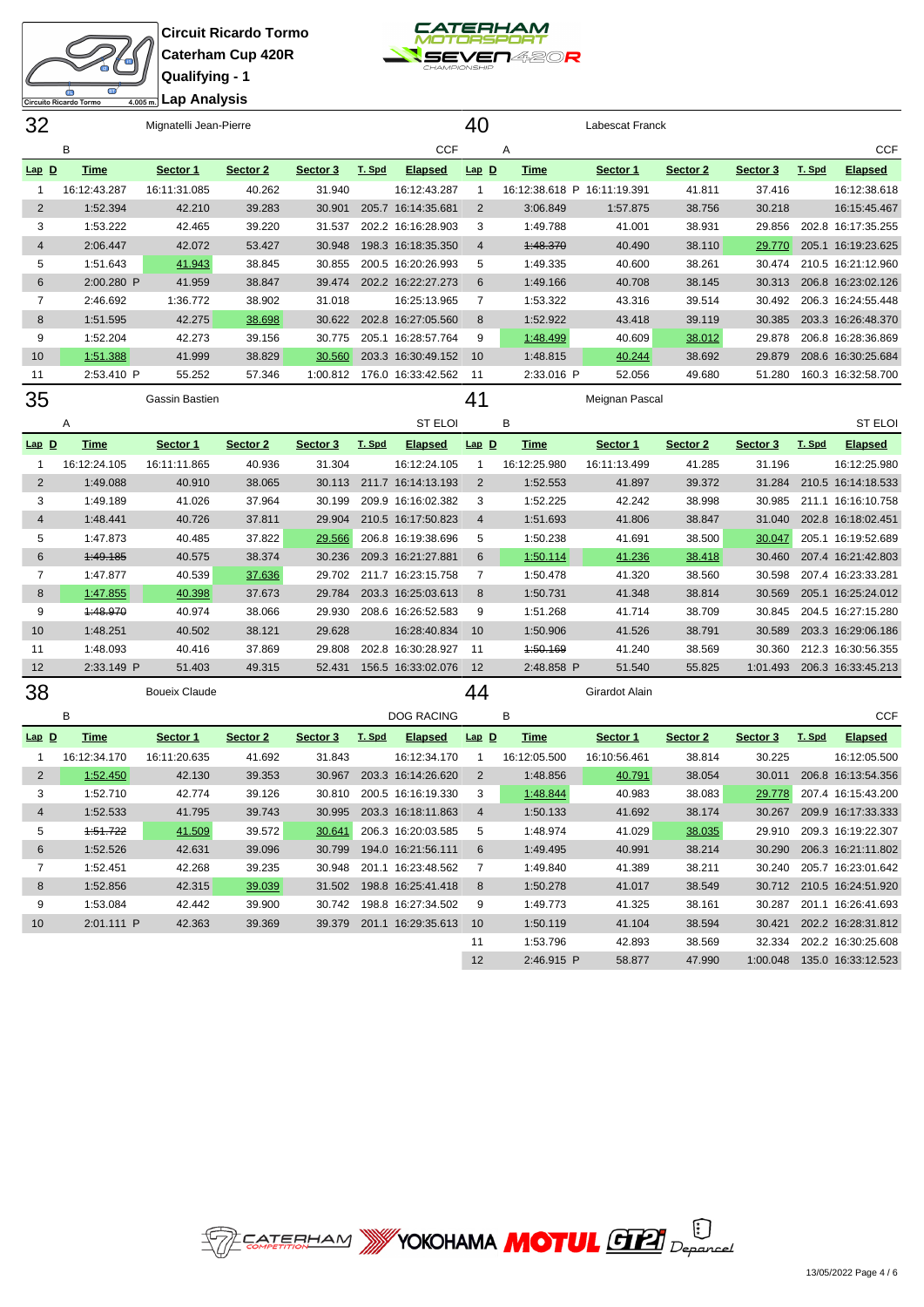Circuit Ricardo Tormo
Caterham Cup 420R
Qualifying - 1
Lap Analysis

## 32 Mignatelli Jean-Pierre

B — CCF

| Lap | D | Time | Sector 1 | Sector 2 | Sector 3 | T. Spd | Elapsed |
|---|---|---|---|---|---|---|---|
| 1 | | 16:12:43.287 | 16:11:31.085 | 40.262 | 31.940 | | 16:12:43.287 |
| 2 | | 1:52.394 | 42.210 | 39.283 | 30.901 | 205.7 | 16:14:35.681 |
| 3 | | 1:53.222 | 42.465 | 39.220 | 31.537 | 202.2 | 16:16:28.903 |
| 4 | | 2:06.447 | 42.072 | 53.427 | 30.948 | 198.3 | 16:18:35.350 |
| 5 | | 1:51.643 | 41.943 | 38.845 | 30.855 | 200.5 | 16:20:26.993 |
| 6 | | 2:00.280 P | 41.959 | 38.847 | 39.474 | 202.2 | 16:22:27.273 |
| 7 | | 2:46.692 | 1:36.772 | 38.902 | 31.018 | | 16:25:13.965 |
| 8 | | 1:51.595 | 42.275 | 38.698 | 30.622 | 202.8 | 16:27:05.560 |
| 9 | | 1:52.204 | 42.273 | 39.156 | 30.775 | 205.1 | 16:28:57.764 |
| 10 | | 1:51.388 | 41.999 | 38.829 | 30.560 | 203.3 | 16:30:49.152 |
| 11 | | 2:53.410 P | 55.252 | 57.346 | 1:00.812 | 176.0 | 16:33:42.562 |

## 40 Labescat Franck

A — CCF

| Lap | D | Time | Sector 1 | Sector 2 | Sector 3 | T. Spd | Elapsed |
|---|---|---|---|---|---|---|---|
| 1 | | 16:12:38.618 P | 16:11:19.391 | 41.811 | 37.416 | | 16:12:38.618 |
| 2 | | 3:06.849 | 1:57.875 | 38.756 | 30.218 | | 16:15:45.467 |
| 3 | | 1:49.788 | 41.001 | 38.931 | 29.856 | 202.8 | 16:17:35.255 |
| 4 | | ~~1:48.370~~ | 40.490 | 38.110 | 29.770 | 205.1 | 16:19:23.625 |
| 5 | | 1:49.335 | 40.600 | 38.261 | 30.474 | 210.5 | 16:21:12.960 |
| 6 | | 1:49.166 | 40.708 | 38.145 | 30.313 | 206.8 | 16:23:02.126 |
| 7 | | 1:53.322 | 43.316 | 39.514 | 30.492 | 206.3 | 16:24:55.448 |
| 8 | | 1:52.922 | 43.418 | 39.119 | 30.385 | 203.3 | 16:26:48.370 |
| 9 | | 1:48.499 | 40.609 | 38.012 | 29.878 | 206.8 | 16:28:36.869 |
| 10 | | 1:48.815 | 40.244 | 38.692 | 29.879 | 208.6 | 16:30:25.684 |
| 11 | | 2:33.016 P | 52.056 | 49.680 | 51.280 | 160.3 | 16:32:58.700 |

## 35 Gassin Bastien

A — ST ELOI

| Lap | D | Time | Sector 1 | Sector 2 | Sector 3 | T. Spd | Elapsed |
|---|---|---|---|---|---|---|---|
| 1 | | 16:12:24.105 | 16:11:11.865 | 40.936 | 31.304 | | 16:12:24.105 |
| 2 | | 1:49.088 | 40.910 | 38.065 | 30.113 | 211.7 | 16:14:13.193 |
| 3 | | 1:49.189 | 41.026 | 37.964 | 30.199 | 209.9 | 16:16:02.382 |
| 4 | | 1:48.441 | 40.726 | 37.811 | 29.904 | 210.5 | 16:17:50.823 |
| 5 | | 1:47.873 | 40.485 | 37.822 | 29.566 | 206.8 | 16:19:38.696 |
| 6 | | ~~1:49.185~~ | 40.575 | 38.374 | 30.236 | 209.3 | 16:21:27.881 |
| 7 | | 1:47.877 | 40.539 | 37.636 | 29.702 | 211.7 | 16:23:15.758 |
| 8 | | 1:47.855 | 40.398 | 37.673 | 29.784 | 203.3 | 16:25:03.613 |
| 9 | | ~~1:48.970~~ | 40.974 | 38.066 | 29.930 | 208.6 | 16:26:52.583 |
| 10 | | 1:48.251 | 40.502 | 38.121 | 29.628 | | 16:28:40.834 |
| 11 | | 1:48.093 | 40.416 | 37.869 | 29.808 | 202.8 | 16:30:28.927 |
| 12 | | 2:33.149 P | 51.403 | 49.315 | 52.431 | 156.5 | 16:33:02.076 |

## 41 Meignan Pascal

B — ST ELOI

| Lap | D | Time | Sector 1 | Sector 2 | Sector 3 | T. Spd | Elapsed |
|---|---|---|---|---|---|---|---|
| 1 | | 16:12:25.980 | 16:11:13.499 | 41.285 | 31.196 | | 16:12:25.980 |
| 2 | | 1:52.553 | 41.897 | 39.372 | 31.284 | 210.5 | 16:14:18.533 |
| 3 | | 1:52.225 | 42.242 | 38.998 | 30.985 | 211.1 | 16:16:10.758 |
| 4 | | 1:51.693 | 41.806 | 38.847 | 31.040 | 202.8 | 16:18:02.451 |
| 5 | | 1:50.238 | 41.691 | 38.500 | 30.047 | 205.1 | 16:19:52.689 |
| 6 | | 1:50.114 | 41.236 | 38.418 | 30.460 | 207.4 | 16:21:42.803 |
| 7 | | 1:50.478 | 41.320 | 38.560 | 30.598 | 207.4 | 16:23:33.281 |
| 8 | | 1:50.731 | 41.348 | 38.814 | 30.569 | 205.1 | 16:25:24.012 |
| 9 | | 1:51.268 | 41.714 | 38.709 | 30.845 | 204.5 | 16:27:15.280 |
| 10 | | 1:50.906 | 41.526 | 38.791 | 30.589 | 203.3 | 16:29:06.186 |
| 11 | | ~~1:50.169~~ | 41.240 | 38.569 | 30.360 | 212.3 | 16:30:56.355 |
| 12 | | 2:48.858 P | 51.540 | 55.825 | 1:01.493 | 206.3 | 16:33:45.213 |

## 38 Boueix Claude

B — DOG RACING

| Lap | D | Time | Sector 1 | Sector 2 | Sector 3 | T. Spd | Elapsed |
|---|---|---|---|---|---|---|---|
| 1 | | 16:12:34.170 | 16:11:20.635 | 41.692 | 31.843 | | 16:12:34.170 |
| 2 | | 1:52.450 | 42.130 | 39.353 | 30.967 | 203.3 | 16:14:26.620 |
| 3 | | 1:52.710 | 42.774 | 39.126 | 30.810 | 200.5 | 16:16:19.330 |
| 4 | | 1:52.533 | 41.795 | 39.743 | 30.995 | 203.3 | 16:18:11.863 |
| 5 | | ~~1:51.722~~ | 41.509 | 39.572 | 30.641 | 206.3 | 16:20:03.585 |
| 6 | | 1:52.526 | 42.631 | 39.096 | 30.799 | 194.0 | 16:21:56.111 |
| 7 | | 1:52.451 | 42.268 | 39.235 | 30.948 | 201.1 | 16:23:48.562 |
| 8 | | 1:52.856 | 42.315 | 39.039 | 31.502 | 198.8 | 16:25:41.418 |
| 9 | | 1:53.084 | 42.442 | 39.900 | 30.742 | 198.8 | 16:27:34.502 |
| 10 | | 2:01.111 P | 42.363 | 39.369 | 39.379 | 201.1 | 16:29:35.613 |

## 44 Girardot Alain

B — CCF

| Lap | D | Time | Sector 1 | Sector 2 | Sector 3 | T. Spd | Elapsed |
|---|---|---|---|---|---|---|---|
| 1 | | 16:12:05.500 | 16:10:56.461 | 38.814 | 30.225 | | 16:12:05.500 |
| 2 | | 1:48.856 | 40.791 | 38.054 | 30.011 | 206.8 | 16:13:54.356 |
| 3 | | 1:48.844 | 40.983 | 38.083 | 29.778 | 207.4 | 16:15:43.200 |
| 4 | | 1:50.133 | 41.692 | 38.174 | 30.267 | 209.9 | 16:17:33.333 |
| 5 | | 1:48.974 | 41.029 | 38.035 | 29.910 | 209.3 | 16:19:22.307 |
| 6 | | 1:49.495 | 40.991 | 38.214 | 30.290 | 206.3 | 16:21:11.802 |
| 7 | | 1:49.840 | 41.389 | 38.211 | 30.240 | 205.7 | 16:23:01.642 |
| 8 | | 1:50.278 | 41.017 | 38.549 | 30.712 | 210.5 | 16:24:51.920 |
| 9 | | 1:49.773 | 41.325 | 38.161 | 30.287 | 201.1 | 16:26:41.693 |
| 10 | | 1:50.119 | 41.104 | 38.594 | 30.421 | 202.2 | 16:28:31.812 |
| 11 | | 1:53.796 | 42.893 | 38.569 | 32.334 | 202.2 | 16:30:25.608 |
| 12 | | 2:46.915 P | 58.877 | 47.990 | 1:00.048 | 135.0 | 16:33:12.523 |

13/05/2022 Page 4 / 6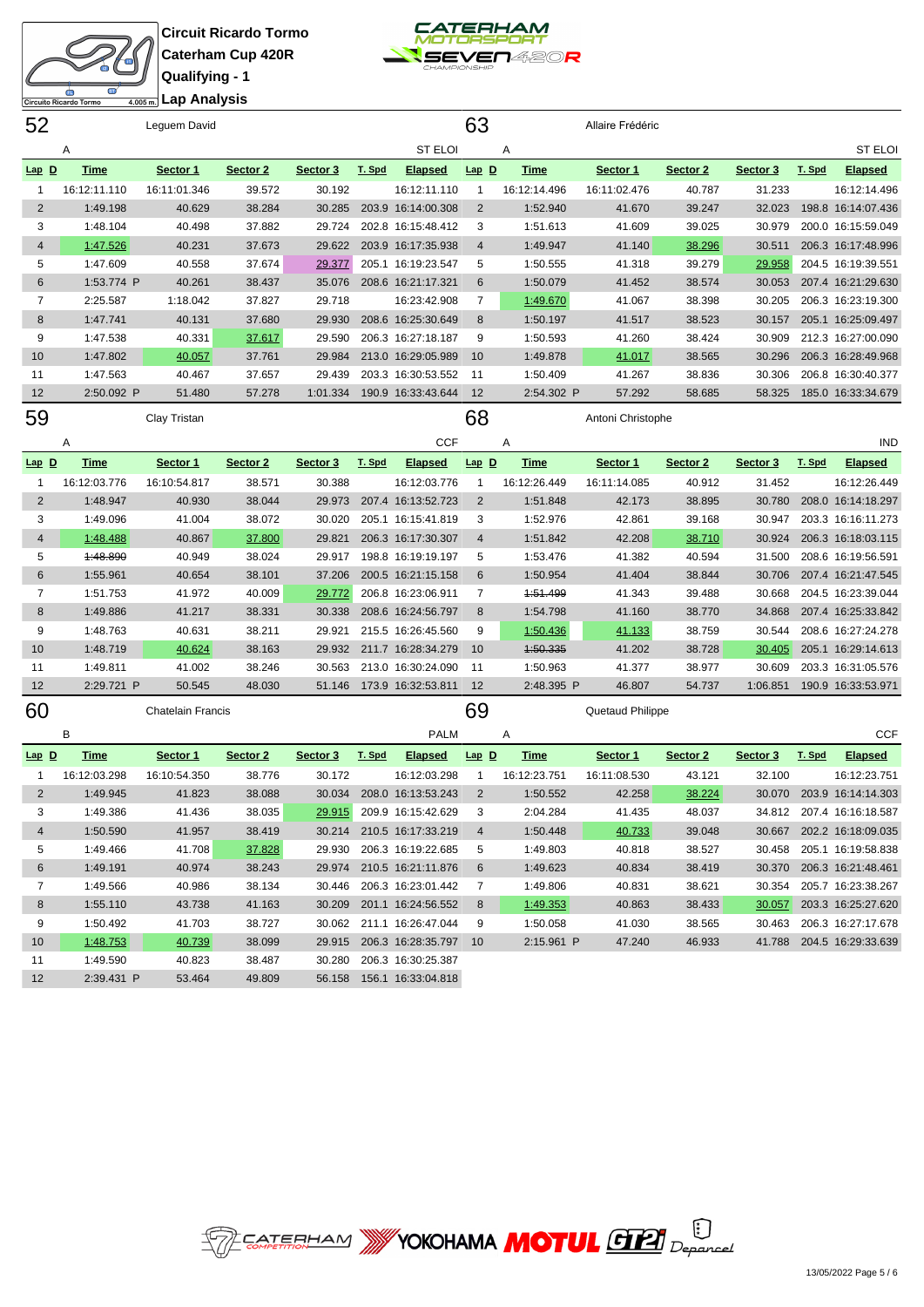# Circuit Ricardo Tormo

## Caterham Cup 420R

### Qualifying - 1

### Lap Analysis

## 52 Leguem David

A — ST ELOI

| Lap | D | Time | Sector 1 | Sector 2 | Sector 3 | T. Spd | Elapsed |
|---|---|---|---|---|---|---|---|
| 1 | | 16:12:11.110 | 16:11:01.346 | 39.572 | 30.192 | | 16:12:11.110 |
| 2 | | 1:49.198 | 40.629 | 38.284 | 30.285 | 203.9 | 16:14:00.308 |
| 3 | | 1:48.104 | 40.498 | 37.882 | 29.724 | 202.8 | 16:15:48.412 |
| 4 | | 1:47.526 | 40.231 | 37.673 | 29.622 | 203.9 | 16:17:35.938 |
| 5 | | 1:47.609 | 40.558 | 37.674 | 29.377 | 205.1 | 16:19:23.547 |
| 6 | | 1:53.774 P | 40.261 | 38.437 | 35.076 | 208.6 | 16:21:17.321 |
| 7 | | 2:25.587 | 1:18.042 | 37.827 | 29.718 | | 16:23:42.908 |
| 8 | | 1:47.741 | 40.131 | 37.680 | 29.930 | 208.6 | 16:25:30.649 |
| 9 | | 1:47.538 | 40.331 | 37.617 | 29.590 | 206.3 | 16:27:18.187 |
| 10 | | 1:47.802 | 40.057 | 37.761 | 29.984 | 213.0 | 16:29:05.989 |
| 11 | | 1:47.563 | 40.467 | 37.657 | 29.439 | 203.3 | 16:30:53.552 |
| 12 | | 2:50.092 P | 51.480 | 57.278 | 1:01.334 | 190.9 | 16:33:43.644 |

## 63 Allaire Frédéric

A — ST ELOI

| Lap | D | Time | Sector 1 | Sector 2 | Sector 3 | T. Spd | Elapsed |
|---|---|---|---|---|---|---|---|
| 1 | | 16:12:14.496 | 16:11:02.476 | 40.787 | 31.233 | | 16:12:14.496 |
| 2 | | 1:52.940 | 41.670 | 39.247 | 32.023 | 198.8 | 16:14:07.436 |
| 3 | | 1:51.613 | 41.609 | 39.025 | 30.979 | 200.0 | 16:15:59.049 |
| 4 | | 1:49.947 | 41.140 | 38.296 | 30.511 | 206.3 | 16:17:48.996 |
| 5 | | 1:50.555 | 41.318 | 39.279 | 29.958 | 204.5 | 16:19:39.551 |
| 6 | | 1:50.079 | 41.452 | 38.574 | 30.053 | 207.4 | 16:21:29.630 |
| 7 | | 1:49.670 | 41.067 | 38.398 | 30.205 | 206.3 | 16:23:19.300 |
| 8 | | 1:50.197 | 41.517 | 38.523 | 30.157 | 205.1 | 16:25:09.497 |
| 9 | | 1:50.593 | 41.260 | 38.424 | 30.909 | 212.3 | 16:27:00.090 |
| 10 | | 1:49.878 | 41.017 | 38.565 | 30.296 | 206.3 | 16:28:49.968 |
| 11 | | 1:50.409 | 41.267 | 38.836 | 30.306 | 206.8 | 16:30:40.377 |
| 12 | | 2:54.302 P | 57.292 | 58.685 | 58.325 | 185.0 | 16:33:34.679 |

## 59 Clay Tristan

A — CCF

| Lap | D | Time | Sector 1 | Sector 2 | Sector 3 | T. Spd | Elapsed |
|---|---|---|---|---|---|---|---|
| 1 | | 16:12:03.776 | 16:10:54.817 | 38.571 | 30.388 | | 16:12:03.776 |
| 2 | | 1:48.947 | 40.930 | 38.044 | 29.973 | 207.4 | 16:13:52.723 |
| 3 | | 1:49.096 | 41.004 | 38.072 | 30.020 | 205.1 | 16:15:41.819 |
| 4 | | 1:48.488 | 40.867 | 37.800 | 29.821 | 206.3 | 16:17:30.307 |
| 5 | | ~~1:48.890~~ | 40.949 | 38.024 | 29.917 | 198.8 | 16:19:19.197 |
| 6 | | 1:55.961 | 40.654 | 38.101 | 37.206 | 200.5 | 16:21:15.158 |
| 7 | | 1:51.753 | 41.972 | 40.009 | 29.772 | 206.8 | 16:23:06.911 |
| 8 | | 1:49.886 | 41.217 | 38.331 | 30.338 | 208.6 | 16:24:56.797 |
| 9 | | 1:48.763 | 40.631 | 38.211 | 29.921 | 215.5 | 16:26:45.560 |
| 10 | | 1:48.719 | 40.624 | 38.163 | 29.932 | 211.7 | 16:28:34.279 |
| 11 | | 1:49.811 | 41.002 | 38.246 | 30.563 | 213.0 | 16:30:24.090 |
| 12 | | 2:29.721 P | 50.545 | 48.030 | 51.146 | 173.9 | 16:32:53.811 |

## 68 Antoni Christophe

A — IND

| Lap | D | Time | Sector 1 | Sector 2 | Sector 3 | T. Spd | Elapsed |
|---|---|---|---|---|---|---|---|
| 1 | | 16:12:26.449 | 16:11:14.085 | 40.912 | 31.452 | | 16:12:26.449 |
| 2 | | 1:51.848 | 42.173 | 38.895 | 30.780 | 208.0 | 16:14:18.297 |
| 3 | | 1:52.976 | 42.861 | 39.168 | 30.947 | 203.3 | 16:16:11.273 |
| 4 | | 1:51.842 | 42.208 | 38.710 | 30.924 | 206.3 | 16:18:03.115 |
| 5 | | 1:53.476 | 41.382 | 40.594 | 31.500 | 208.6 | 16:19:56.591 |
| 6 | | 1:50.954 | 41.404 | 38.844 | 30.706 | 207.4 | 16:21:47.545 |
| 7 | | ~~1:51.499~~ | 41.343 | 39.488 | 30.668 | 204.5 | 16:23:39.044 |
| 8 | | 1:54.798 | 41.160 | 38.770 | 34.868 | 207.4 | 16:25:33.842 |
| 9 | | 1:50.436 | 41.133 | 38.759 | 30.544 | 208.6 | 16:27:24.278 |
| 10 | | ~~1:50.335~~ | 41.202 | 38.728 | 30.405 | 205.1 | 16:29:14.613 |
| 11 | | 1:50.963 | 41.377 | 38.977 | 30.609 | 203.3 | 16:31:05.576 |
| 12 | | 2:48.395 P | 46.807 | 54.737 | 1:06.851 | 190.9 | 16:33:53.971 |

## 60 Chatelain Francis

B — PALM

| Lap | D | Time | Sector 1 | Sector 2 | Sector 3 | T. Spd | Elapsed |
|---|---|---|---|---|---|---|---|
| 1 | | 16:12:03.298 | 16:10:54.350 | 38.776 | 30.172 | | 16:12:03.298 |
| 2 | | 1:49.945 | 41.823 | 38.088 | 30.034 | 208.0 | 16:13:53.243 |
| 3 | | 1:49.386 | 41.436 | 38.035 | 29.915 | 209.9 | 16:15:42.629 |
| 4 | | 1:50.590 | 41.957 | 38.419 | 30.214 | 210.5 | 16:17:33.219 |
| 5 | | 1:49.466 | 41.708 | 37.828 | 29.930 | 206.3 | 16:19:22.685 |
| 6 | | 1:49.191 | 40.974 | 38.243 | 29.974 | 210.5 | 16:21:11.876 |
| 7 | | 1:49.566 | 40.986 | 38.134 | 30.446 | 206.3 | 16:23:01.442 |
| 8 | | 1:55.110 | 43.738 | 41.163 | 30.209 | 201.1 | 16:24:56.552 |
| 9 | | 1:50.492 | 41.703 | 38.727 | 30.062 | 211.1 | 16:26:47.044 |
| 10 | | 1:48.753 | 40.739 | 38.099 | 29.915 | 206.3 | 16:28:35.797 |
| 11 | | 1:49.590 | 40.823 | 38.487 | 30.280 | 206.3 | 16:30:25.387 |
| 12 | | 2:39.431 P | 53.464 | 49.809 | 56.158 | 156.1 | 16:33:04.818 |

## 69 Quetaud Philippe

A — CCF

| Lap | D | Time | Sector 1 | Sector 2 | Sector 3 | T. Spd | Elapsed |
|---|---|---|---|---|---|---|---|
| 1 | | 16:12:23.751 | 16:11:08.530 | 43.121 | 32.100 | | 16:12:23.751 |
| 2 | | 1:50.552 | 42.258 | 38.224 | 30.070 | 203.9 | 16:14:14.303 |
| 3 | | 2:04.284 | 41.435 | 48.037 | 34.812 | 207.4 | 16:16:18.587 |
| 4 | | 1:50.448 | 40.733 | 39.048 | 30.667 | 202.2 | 16:18:09.035 |
| 5 | | 1:49.803 | 40.818 | 38.527 | 30.458 | 205.1 | 16:19:58.838 |
| 6 | | 1:49.623 | 40.834 | 38.419 | 30.370 | 206.3 | 16:21:48.461 |
| 7 | | 1:49.806 | 40.831 | 38.621 | 30.354 | 205.7 | 16:23:38.267 |
| 8 | | 1:49.353 | 40.863 | 38.433 | 30.057 | 203.3 | 16:25:27.620 |
| 9 | | 1:50.058 | 41.030 | 38.565 | 30.463 | 206.3 | 16:27:17.678 |
| 10 | | 2:15.961 P | 47.240 | 46.933 | 41.788 | 204.5 | 16:29:33.639 |

13/05/2022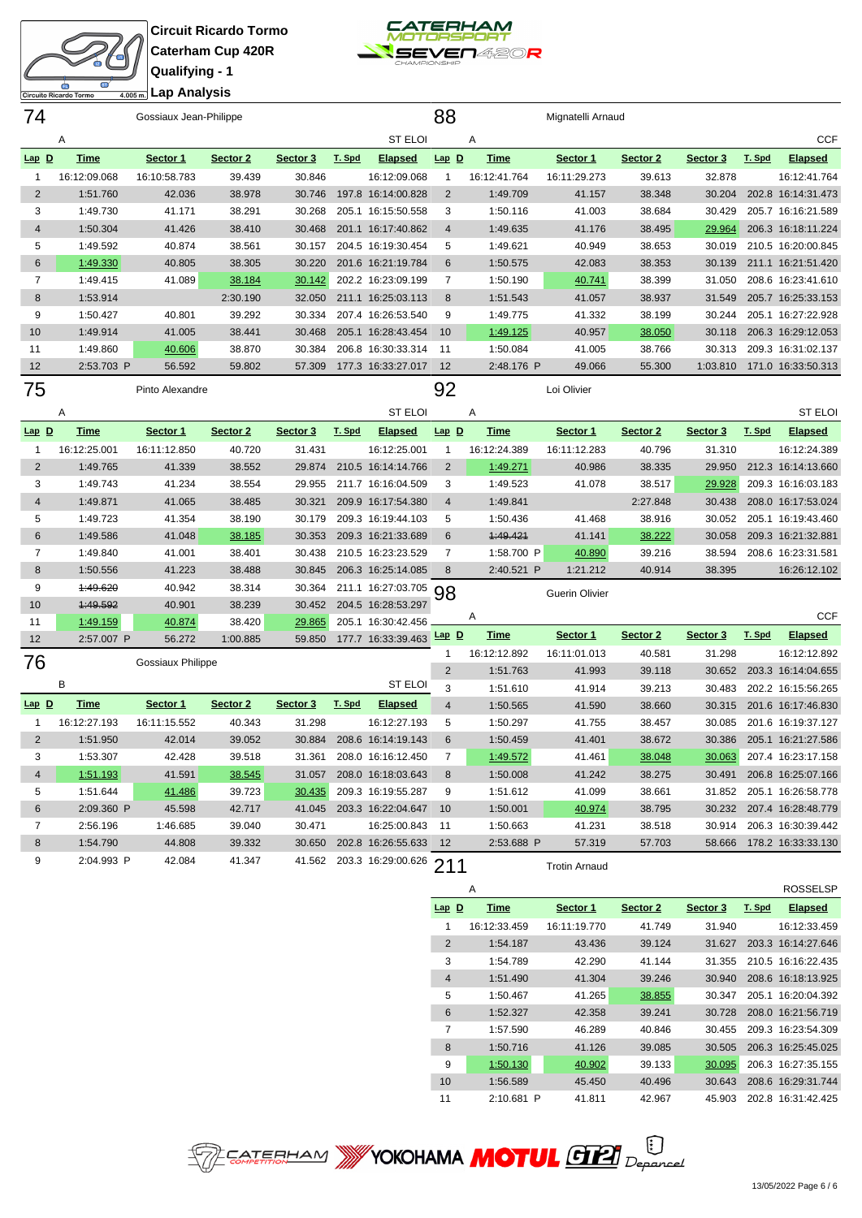**Circuit Ricardo Tormo**
**Caterham Cup 420R**
**Qualifying - 1**
**Lap Analysis**

## 74 Gossiaux Jean-Philippe

A — ST ELOI

| Lap | D | Time | Sector 1 | Sector 2 | Sector 3 | T. Spd | Elapsed |
|---|---|---|---|---|---|---|---|
| 1 | | 16:12:09.068 | 16:10:58.783 | 39.439 | 30.846 | | 16:12:09.068 |
| 2 | | 1:51.760 | 42.036 | 38.978 | 30.746 | 197.8 | 16:14:00.828 |
| 3 | | 1:49.730 | 41.171 | 38.291 | 30.268 | 205.1 | 16:15:50.558 |
| 4 | | 1:50.304 | 41.426 | 38.410 | 30.468 | 201.1 | 16:17:40.862 |
| 5 | | 1:49.592 | 40.874 | 38.561 | 30.157 | 204.5 | 16:19:30.454 |
| 6 | | 1:49.330 | 40.805 | 38.305 | 30.220 | 201.6 | 16:21:19.784 |
| 7 | | 1:49.415 | 41.089 | 38.184 | 30.142 | 202.2 | 16:23:09.199 |
| 8 | | 1:53.914 | | 2:30.190 | 32.050 | 211.1 | 16:25:03.113 |
| 9 | | 1:50.427 | 40.801 | 39.292 | 30.334 | 207.4 | 16:26:53.540 |
| 10 | | 1:49.914 | 41.005 | 38.441 | 30.468 | 205.1 | 16:28:43.454 |
| 11 | | 1:49.860 | 40.606 | 38.870 | 30.384 | 206.8 | 16:30:33.314 |
| 12 | | 2:53.703 P | 56.592 | 59.802 | 57.309 | 177.3 | 16:33:27.017 |

## 75 Pinto Alexandre

A — ST ELOI

| Lap | D | Time | Sector 1 | Sector 2 | Sector 3 | T. Spd | Elapsed |
|---|---|---|---|---|---|---|---|
| 1 | | 16:12:25.001 | 16:11:12.850 | 40.720 | 31.431 | | 16:12:25.001 |
| 2 | | 1:49.765 | 41.339 | 38.552 | 29.874 | 210.5 | 16:14:14.766 |
| 3 | | 1:49.743 | 41.234 | 38.554 | 29.955 | 211.7 | 16:16:04.509 |
| 4 | | 1:49.871 | 41.065 | 38.485 | 30.321 | 209.9 | 16:17:54.380 |
| 5 | | 1:49.723 | 41.354 | 38.190 | 30.179 | 209.3 | 16:19:44.103 |
| 6 | | 1:49.586 | 41.048 | 38.185 | 30.353 | 209.3 | 16:21:33.689 |
| 7 | | 1:49.840 | 41.001 | 38.401 | 30.438 | 210.5 | 16:23:23.529 |
| 8 | | 1:50.556 | 41.223 | 38.488 | 30.845 | 206.3 | 16:25:14.085 |
| 9 | | ~~1:49.620~~ | 40.942 | 38.314 | 30.364 | 211.1 | 16:27:03.705 |
| 10 | | ~~1:49.592~~ | 40.901 | 38.239 | 30.452 | 204.5 | 16:28:53.297 |
| 11 | | 1:49.159 | 40.874 | 38.420 | 29.865 | 205.1 | 16:30:42.456 |
| 12 | | 2:57.007 P | 56.272 | 1:00.885 | 59.850 | 177.7 | 16:33:39.463 |

## 76 Gossiaux Philippe

B — ST ELOI

| Lap | D | Time | Sector 1 | Sector 2 | Sector 3 | T. Spd | Elapsed |
|---|---|---|---|---|---|---|---|
| 1 | | 16:12:27.193 | 16:11:15.552 | 40.343 | 31.298 | | 16:12:27.193 |
| 2 | | 1:51.950 | 42.014 | 39.052 | 30.884 | 208.6 | 16:14:19.143 |
| 3 | | 1:53.307 | 42.428 | 39.518 | 31.361 | 208.0 | 16:16:12.450 |
| 4 | | 1:51.193 | 41.591 | 38.545 | 31.057 | 208.0 | 16:18:03.643 |
| 5 | | 1:51.644 | 41.486 | 39.723 | 30.435 | 209.3 | 16:19:55.287 |
| 6 | | 2:09.360 P | 45.598 | 42.717 | 41.045 | 203.3 | 16:22:04.647 |
| 7 | | 2:56.196 | 1:46.685 | 39.040 | 30.471 | | 16:25:00.843 |
| 8 | | 1:54.790 | 44.808 | 39.332 | 30.650 | 202.8 | 16:26:55.633 |
| 9 | | 2:04.993 P | 42.084 | 41.347 | 41.562 | 203.3 | 16:29:00.626 |

## 88 Mignatelli Arnaud

A — CCF

| Lap | D | Time | Sector 1 | Sector 2 | Sector 3 | T. Spd | Elapsed |
|---|---|---|---|---|---|---|---|
| 1 | | 16:12:41.764 | 16:11:29.273 | 39.613 | 32.878 | | 16:12:41.764 |
| 2 | | 1:49.709 | 41.157 | 38.348 | 30.204 | 202.8 | 16:14:31.473 |
| 3 | | 1:50.116 | 41.003 | 38.684 | 30.429 | 205.7 | 16:16:21.589 |
| 4 | | 1:49.635 | 41.176 | 38.495 | 29.964 | 206.3 | 16:18:11.224 |
| 5 | | 1:49.621 | 40.949 | 38.653 | 30.019 | 210.5 | 16:20:00.845 |
| 6 | | 1:50.575 | 42.083 | 38.353 | 30.139 | 211.1 | 16:21:51.420 |
| 7 | | 1:50.190 | 40.741 | 38.399 | 31.050 | 208.6 | 16:23:41.610 |
| 8 | | 1:51.543 | 41.057 | 38.937 | 31.549 | 205.7 | 16:25:33.153 |
| 9 | | 1:49.775 | 41.332 | 38.199 | 30.244 | 205.1 | 16:27:22.928 |
| 10 | | 1:49.125 | 40.957 | 38.050 | 30.118 | 206.3 | 16:29:12.053 |
| 11 | | 1:50.084 | 41.005 | 38.766 | 30.313 | 209.3 | 16:31:02.137 |
| 12 | | 2:48.176 P | 49.066 | 55.300 | 1:03.810 | 171.0 | 16:33:50.313 |

## 92 Loi Olivier

A — ST ELOI

| Lap | D | Time | Sector 1 | Sector 2 | Sector 3 | T. Spd | Elapsed |
|---|---|---|---|---|---|---|---|
| 1 | | 16:12:24.389 | 16:11:12.283 | 40.796 | 31.310 | | 16:12:24.389 |
| 2 | | 1:49.271 | 40.986 | 38.335 | 29.950 | 212.3 | 16:14:13.660 |
| 3 | | 1:49.523 | 41.078 | 38.517 | 29.928 | 209.3 | 16:16:03.183 |
| 4 | | 1:49.841 | | 2:27.848 | 30.438 | 208.0 | 16:17:53.024 |
| 5 | | 1:50.436 | 41.468 | 38.916 | 30.052 | 205.1 | 16:19:43.460 |
| 6 | | ~~1:49.421~~ | 41.141 | 38.222 | 30.058 | 209.3 | 16:21:32.881 |
| 7 | | 1:58.700 P | 40.890 | 39.216 | 38.594 | 208.6 | 16:23:31.581 |
| 8 | | 2:40.521 P | 1:21.212 | 40.914 | 38.395 | | 16:26:12.102 |

## 98 Guerin Olivier

A — CCF

| Lap | D | Time | Sector 1 | Sector 2 | Sector 3 | T. Spd | Elapsed |
|---|---|---|---|---|---|---|---|
| 1 | | 16:12:12.892 | 16:11:01.013 | 40.581 | 31.298 | | 16:12:12.892 |
| 2 | | 1:51.763 | 41.993 | 39.118 | 30.652 | 203.3 | 16:14:04.655 |
| 3 | | 1:51.610 | 41.914 | 39.213 | 30.483 | 202.2 | 16:15:56.265 |
| 4 | | 1:50.565 | 41.590 | 38.660 | 30.315 | 201.6 | 16:17:46.830 |
| 5 | | 1:50.297 | 41.755 | 38.457 | 30.085 | 201.6 | 16:19:37.127 |
| 6 | | 1:50.459 | 41.401 | 38.672 | 30.386 | 205.1 | 16:21:27.586 |
| 7 | | 1:49.572 | 41.461 | 38.048 | 30.063 | 207.4 | 16:23:17.158 |
| 8 | | 1:50.008 | 41.242 | 38.275 | 30.491 | 206.8 | 16:25:07.166 |
| 9 | | 1:51.612 | 41.099 | 38.661 | 31.852 | 205.1 | 16:26:58.778 |
| 10 | | 1:50.001 | 40.974 | 38.795 | 30.232 | 207.4 | 16:28:48.779 |
| 11 | | 1:50.663 | 41.231 | 38.518 | 30.914 | 206.3 | 16:30:39.442 |
| 12 | | 2:53.688 P | 57.319 | 57.703 | 58.666 | 178.2 | 16:33:33.130 |

## 211 Trotin Arnaud

A — ROSSELSP

| Lap | D | Time | Sector 1 | Sector 2 | Sector 3 | T. Spd | Elapsed |
|---|---|---|---|---|---|---|---|
| 1 | | 16:12:33.459 | 16:11:19.770 | 41.749 | 31.940 | | 16:12:33.459 |
| 2 | | 1:54.187 | 43.436 | 39.124 | 31.627 | 203.3 | 16:14:27.646 |
| 3 | | 1:54.789 | 42.290 | 41.144 | 31.355 | 210.5 | 16:16:22.435 |
| 4 | | 1:51.490 | 41.304 | 39.246 | 30.940 | 208.6 | 16:18:13.925 |
| 5 | | 1:50.467 | 41.265 | 38.855 | 30.347 | 205.1 | 16:20:04.392 |
| 6 | | 1:52.327 | 42.358 | 39.241 | 30.728 | 208.0 | 16:21:56.719 |
| 7 | | 1:57.590 | 46.289 | 40.846 | 30.455 | 209.3 | 16:23:54.309 |
| 8 | | 1:50.716 | 41.126 | 39.085 | 30.505 | 206.3 | 16:25:45.025 |
| 9 | | 1:50.130 | 40.902 | 39.133 | 30.095 | 206.3 | 16:27:35.155 |
| 10 | | 1:56.589 | 45.450 | 40.496 | 30.643 | 208.6 | 16:29:31.744 |
| 11 | | 2:10.681 P | 41.811 | 42.967 | 45.903 | 202.8 | 16:31:42.425 |

13/05/2022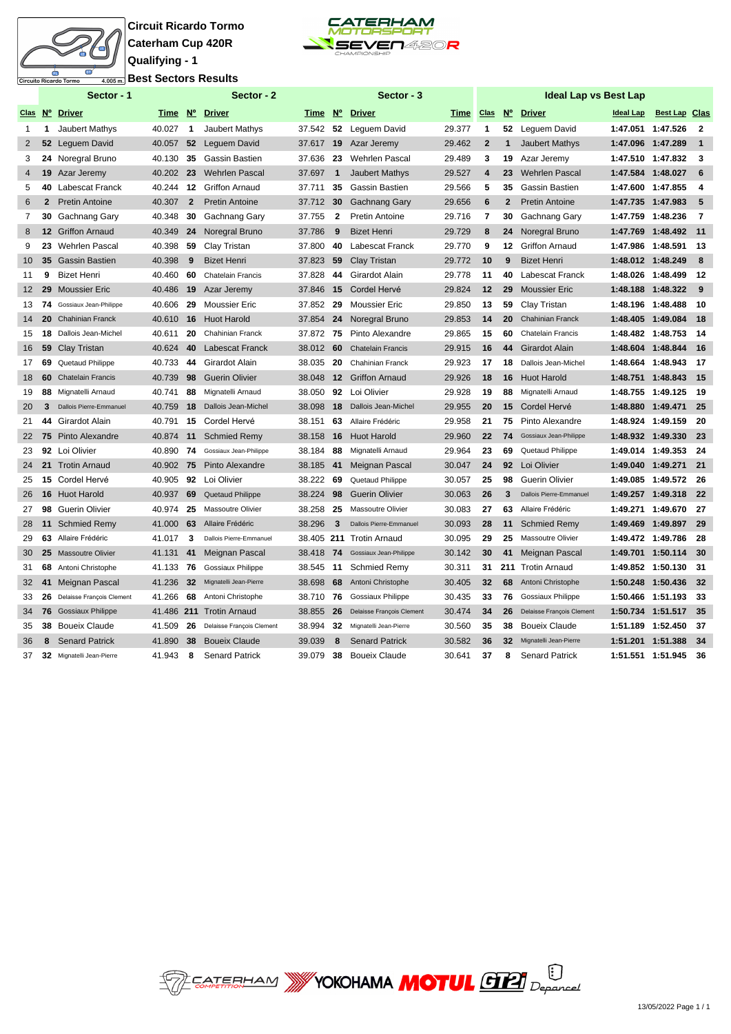Circuito Ricardo Tormo 4.005 m.

**Circuit Ricardo Tormo**
**Caterham Cup 420R**
**Qualifying - 1**
**Best Sectors Results**

| Sector - 1 | | | | Sector - 2 | | | Sector - 3 | | | Ideal Lap vs Best Lap | | | | | |
|---|---|---|---|---|---|---|---|---|---|---|---|---|---|---|---|
| Clas | Nº | Driver | Time | Nº | Driver | Time | Nº | Driver | Time | Clas | Nº | Driver | Ideal Lap | Best Lap | Clas |
| 1 | 1 | Jaubert Mathys | 40.027 | 1 | Jaubert Mathys | 37.542 | 52 | Leguem David | 29.377 | 1 | 52 | Leguem David | 1:47.051 | 1:47.526 | 2 |
| 2 | 52 | Leguem David | 40.057 | 52 | Leguem David | 37.617 | 19 | Azar Jeremy | 29.462 | 2 | 1 | Jaubert Mathys | 1:47.096 | 1:47.289 | 1 |
| 3 | 24 | Noregral Bruno | 40.130 | 35 | Gassin Bastien | 37.636 | 23 | Wehrlen Pascal | 29.489 | 3 | 19 | Azar Jeremy | 1:47.510 | 1:47.832 | 3 |
| 4 | 19 | Azar Jeremy | 40.202 | 23 | Wehrlen Pascal | 37.697 | 1 | Jaubert Mathys | 29.527 | 4 | 23 | Wehrlen Pascal | 1:47.584 | 1:48.027 | 6 |
| 5 | 40 | Labescat Franck | 40.244 | 12 | Griffon Arnaud | 37.711 | 35 | Gassin Bastien | 29.566 | 5 | 35 | Gassin Bastien | 1:47.600 | 1:47.855 | 4 |
| 6 | 2 | Pretin Antoine | 40.307 | 2 | Pretin Antoine | 37.712 | 30 | Gachnang Gary | 29.656 | 6 | 2 | Pretin Antoine | 1:47.735 | 1:47.983 | 5 |
| 7 | 30 | Gachnang Gary | 40.348 | 30 | Gachnang Gary | 37.755 | 2 | Pretin Antoine | 29.716 | 7 | 30 | Gachnang Gary | 1:47.759 | 1:48.236 | 7 |
| 8 | 12 | Griffon Arnaud | 40.349 | 24 | Noregral Bruno | 37.786 | 9 | Bizet Henri | 29.729 | 8 | 24 | Noregral Bruno | 1:47.769 | 1:48.492 | 11 |
| 9 | 23 | Wehrlen Pascal | 40.398 | 59 | Clay Tristan | 37.800 | 40 | Labescat Franck | 29.770 | 9 | 12 | Griffon Arnaud | 1:47.986 | 1:48.591 | 13 |
| 10 | 35 | Gassin Bastien | 40.398 | 9 | Bizet Henri | 37.823 | 59 | Clay Tristan | 29.772 | 10 | 9 | Bizet Henri | 1:48.012 | 1:48.249 | 8 |
| 11 | 9 | Bizet Henri | 40.460 | 60 | Chatelain Francis | 37.828 | 44 | Girardot Alain | 29.778 | 11 | 40 | Labescat Franck | 1:48.026 | 1:48.499 | 12 |
| 12 | 29 | Moussier Eric | 40.486 | 19 | Azar Jeremy | 37.846 | 15 | Cordel Hervé | 29.824 | 12 | 29 | Moussier Eric | 1:48.188 | 1:48.322 | 9 |
| 13 | 74 | Gossiaux Jean-Philippe | 40.606 | 29 | Moussier Eric | 37.852 | 29 | Moussier Eric | 29.850 | 13 | 59 | Clay Tristan | 1:48.196 | 1:48.488 | 10 |
| 14 | 20 | Chahinian Franck | 40.610 | 16 | Huot Harold | 37.854 | 24 | Noregral Bruno | 29.853 | 14 | 20 | Chahinian Franck | 1:48.405 | 1:49.084 | 18 |
| 15 | 18 | Dallois Jean-Michel | 40.611 | 20 | Chahinian Franck | 37.872 | 75 | Pinto Alexandre | 29.865 | 15 | 60 | Chatelain Francis | 1:48.482 | 1:48.753 | 14 |
| 16 | 59 | Clay Tristan | 40.624 | 40 | Labescat Franck | 38.012 | 60 | Chatelain Francis | 29.915 | 16 | 44 | Girardot Alain | 1:48.604 | 1:48.844 | 16 |
| 17 | 69 | Quetaud Philippe | 40.733 | 44 | Girardot Alain | 38.035 | 20 | Chahinian Franck | 29.923 | 17 | 18 | Dallois Jean-Michel | 1:48.664 | 1:48.943 | 17 |
| 18 | 60 | Chatelain Francis | 40.739 | 98 | Guerin Olivier | 38.048 | 12 | Griffon Arnaud | 29.926 | 18 | 16 | Huot Harold | 1:48.751 | 1:48.843 | 15 |
| 19 | 88 | Mignatelli Arnaud | 40.741 | 88 | Mignatelli Arnaud | 38.050 | 92 | Loi Olivier | 29.928 | 19 | 88 | Mignatelli Arnaud | 1:48.755 | 1:49.125 | 19 |
| 20 | 3 | Dallois Pierre-Emmanuel | 40.759 | 18 | Dallois Jean-Michel | 38.098 | 18 | Dallois Jean-Michel | 29.955 | 20 | 15 | Cordel Hervé | 1:48.880 | 1:49.471 | 25 |
| 21 | 44 | Girardot Alain | 40.791 | 15 | Cordel Hervé | 38.151 | 63 | Allaire Frédéric | 29.958 | 21 | 75 | Pinto Alexandre | 1:48.924 | 1:49.159 | 20 |
| 22 | 75 | Pinto Alexandre | 40.874 | 11 | Schmied Remy | 38.158 | 16 | Huot Harold | 29.960 | 22 | 74 | Gossiaux Jean-Philippe | 1:48.932 | 1:49.330 | 23 |
| 23 | 92 | Loi Olivier | 40.890 | 74 | Gossiaux Jean-Philippe | 38.184 | 88 | Mignatelli Arnaud | 29.964 | 23 | 69 | Quetaud Philippe | 1:49.014 | 1:49.353 | 24 |
| 24 | 21 | Trotin Arnaud | 40.902 | 75 | Pinto Alexandre | 38.185 | 41 | Meignan Pascal | 30.047 | 24 | 92 | Loi Olivier | 1:49.040 | 1:49.271 | 21 |
| 25 | 15 | Cordel Hervé | 40.905 | 92 | Loi Olivier | 38.222 | 69 | Quetaud Philippe | 30.057 | 25 | 98 | Guerin Olivier | 1:49.085 | 1:49.572 | 26 |
| 26 | 16 | Huot Harold | 40.937 | 69 | Quetaud Philippe | 38.224 | 98 | Guerin Olivier | 30.063 | 26 | 3 | Dallois Pierre-Emmanuel | 1:49.257 | 1:49.318 | 22 |
| 27 | 98 | Guerin Olivier | 40.974 | 25 | Massoutre Olivier | 38.258 | 25 | Massoutre Olivier | 30.083 | 27 | 63 | Allaire Frédéric | 1:49.271 | 1:49.670 | 27 |
| 28 | 11 | Schmied Remy | 41.000 | 63 | Allaire Frédéric | 38.296 | 3 | Dallois Pierre-Emmanuel | 30.093 | 28 | 11 | Schmied Remy | 1:49.469 | 1:49.897 | 29 |
| 29 | 63 | Allaire Frédéric | 41.017 | 3 | Dallois Pierre-Emmanuel | 38.405 | 211 | Trotin Arnaud | 30.095 | 29 | 25 | Massoutre Olivier | 1:49.472 | 1:49.786 | 28 |
| 30 | 25 | Massoutre Olivier | 41.131 | 41 | Meignan Pascal | 38.418 | 74 | Gossiaux Jean-Philippe | 30.142 | 30 | 41 | Meignan Pascal | 1:49.701 | 1:50.114 | 30 |
| 31 | 68 | Antoni Christophe | 41.133 | 76 | Gossiaux Philippe | 38.545 | 11 | Schmied Remy | 30.311 | 31 | 211 | Trotin Arnaud | 1:49.852 | 1:50.130 | 31 |
| 32 | 41 | Meignan Pascal | 41.236 | 32 | Mignatelli Jean-Pierre | 38.698 | 68 | Antoni Christophe | 30.405 | 32 | 68 | Antoni Christophe | 1:50.248 | 1:50.436 | 32 |
| 33 | 26 | Delaisse François Clement | 41.266 | 68 | Antoni Christophe | 38.710 | 76 | Gossiaux Philippe | 30.435 | 33 | 76 | Gossiaux Philippe | 1:50.466 | 1:51.193 | 33 |
| 34 | 76 | Gossiaux Philippe | 41.486 | 211 | Trotin Arnaud | 38.855 | 26 | Delaisse François Clement | 30.474 | 34 | 26 | Delaisse François Clement | 1:50.734 | 1:51.517 | 35 |
| 35 | 38 | Boueix Claude | 41.509 | 26 | Delaisse François Clement | 38.994 | 32 | Mignatelli Jean-Pierre | 30.560 | 35 | 38 | Boueix Claude | 1:51.189 | 1:52.450 | 37 |
| 36 | 8 | Senard Patrick | 41.890 | 38 | Boueix Claude | 39.039 | 8 | Senard Patrick | 30.582 | 36 | 32 | Mignatelli Jean-Pierre | 1:51.201 | 1:51.388 | 34 |
| 37 | 32 | Mignatelli Jean-Pierre | 41.943 | 8 | Senard Patrick | 39.079 | 38 | Boueix Claude | 30.641 | 37 | 8 | Senard Patrick | 1:51.551 | 1:51.945 | 36 |

13/05/2022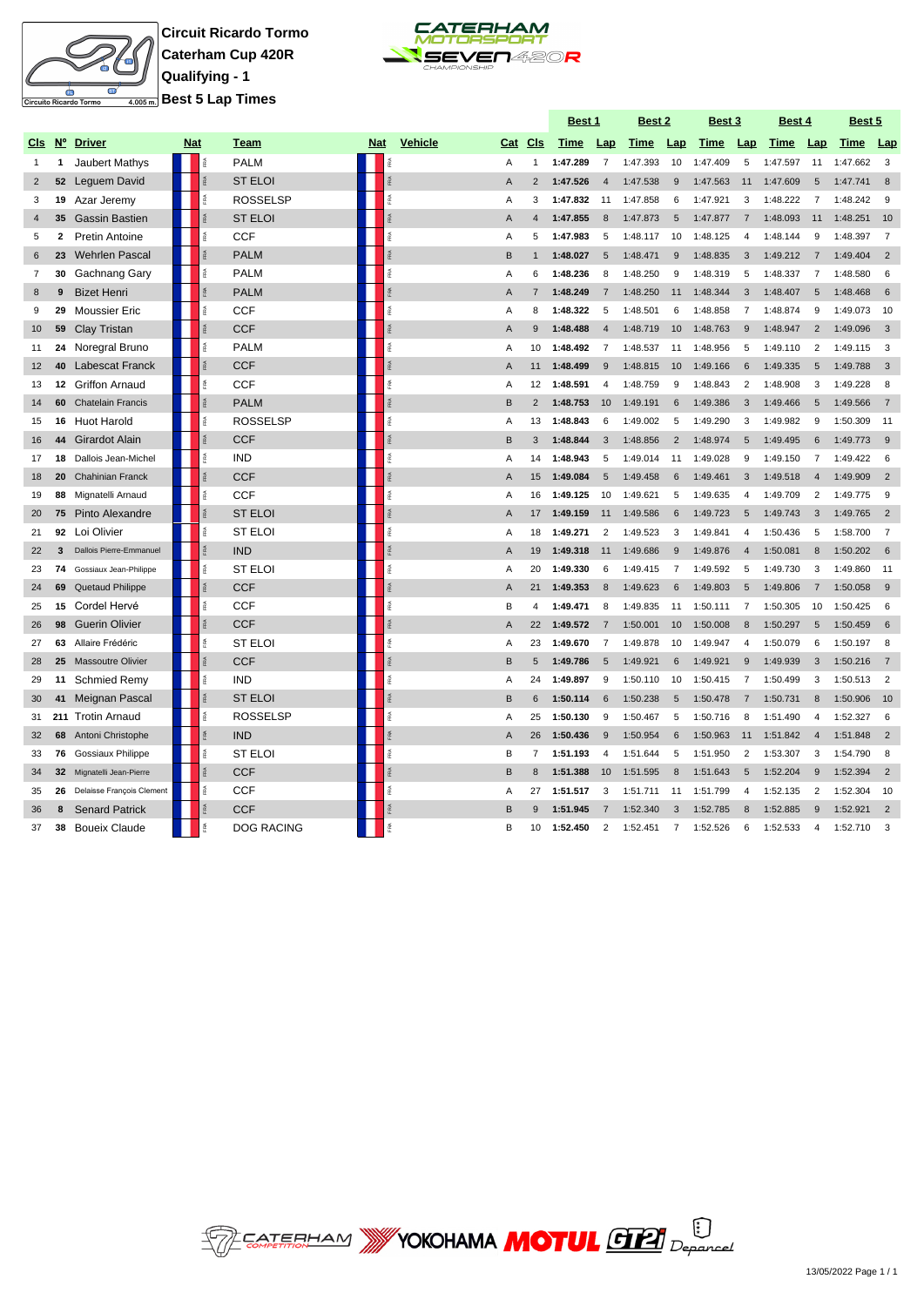**Circuit Ricardo Tormo**

**Caterham Cup 420R**

**Qualifying - 1**

**Best 5 Lap Times**

| | | | | | | | | | Best 1 | | Best 2 | | Best 3 | | Best 4 | | Best 5 | |
|---|---|---|---|---|---|---|---|---|---|---|---|---|---|---|---|---|---|---|
| Cls | N° | Driver | Nat | Team | Nat | Vehicle | Cat | Cls | Time | Lap | Time | Lap | Time | Lap | Time | Lap | Time | Lap |
| 1 | 1 | Jaubert Mathys | FRA | PALM | FRA | | A | 1 | **1:47.289** | 7 | 1:47.393 | 10 | 1:47.409 | 5 | 1:47.597 | 11 | 1:47.662 | 3 |
| 2 | 52 | Leguem David | FRA | ST ELOI | FRA | | A | 2 | **1:47.526** | 4 | 1:47.538 | 9 | 1:47.563 | 11 | 1:47.609 | 5 | 1:47.741 | 8 |
| 3 | 19 | Azar Jeremy | FRA | ROSSELSP | FRA | | A | 3 | **1:47.832** | 11 | 1:47.858 | 6 | 1:47.921 | 3 | 1:48.222 | 7 | 1:48.242 | 9 |
| 4 | 35 | Gassin Bastien | FRA | ST ELOI | FRA | | A | 4 | **1:47.855** | 8 | 1:47.873 | 5 | 1:47.877 | 7 | 1:48.093 | 11 | 1:48.251 | 10 |
| 5 | 2 | Pretin Antoine | FRA | CCF | FRA | | A | 5 | **1:47.983** | 5 | 1:48.117 | 10 | 1:48.125 | 4 | 1:48.144 | 9 | 1:48.397 | 7 |
| 6 | 23 | Wehrlen Pascal | FRA | PALM | FRA | | B | 1 | **1:48.027** | 5 | 1:48.471 | 9 | 1:48.835 | 3 | 1:49.212 | 7 | 1:49.404 | 2 |
| 7 | 30 | Gachnang Gary | FRA | PALM | FRA | | A | 6 | **1:48.236** | 8 | 1:48.250 | 9 | 1:48.319 | 5 | 1:48.337 | 7 | 1:48.580 | 6 |
| 8 | 9 | Bizet Henri | FRA | PALM | FRA | | A | 7 | **1:48.249** | 7 | 1:48.250 | 11 | 1:48.344 | 3 | 1:48.407 | 5 | 1:48.468 | 6 |
| 9 | 29 | Moussier Eric | FRA | CCF | FRA | | A | 8 | **1:48.322** | 5 | 1:48.501 | 6 | 1:48.858 | 7 | 1:48.874 | 9 | 1:49.073 | 10 |
| 10 | 59 | Clay Tristan | FRA | CCF | FRA | | A | 9 | **1:48.488** | 4 | 1:48.719 | 10 | 1:48.763 | 9 | 1:48.947 | 2 | 1:49.096 | 3 |
| 11 | 24 | Noregral Bruno | FRA | PALM | FRA | | A | 10 | **1:48.492** | 7 | 1:48.537 | 11 | 1:48.956 | 5 | 1:49.110 | 2 | 1:49.115 | 3 |
| 12 | 40 | Labescat Franck | FRA | CCF | FRA | | A | 11 | **1:48.499** | 9 | 1:48.815 | 10 | 1:49.166 | 6 | 1:49.335 | 5 | 1:49.788 | 3 |
| 13 | 12 | Griffon Arnaud | FRA | CCF | FRA | | A | 12 | **1:48.591** | 4 | 1:48.759 | 9 | 1:48.843 | 2 | 1:48.908 | 3 | 1:49.228 | 8 |
| 14 | 60 | Chatelain Francis | FRA | PALM | FRA | | B | 2 | **1:48.753** | 10 | 1:49.191 | 6 | 1:49.386 | 3 | 1:49.466 | 5 | 1:49.566 | 7 |
| 15 | 16 | Huot Harold | FRA | ROSSELSP | FRA | | A | 13 | **1:48.843** | 6 | 1:49.002 | 5 | 1:49.290 | 3 | 1:49.982 | 9 | 1:50.309 | 11 |
| 16 | 44 | Girardot Alain | FRA | CCF | FRA | | B | 3 | **1:48.844** | 3 | 1:48.856 | 2 | 1:48.974 | 5 | 1:49.495 | 6 | 1:49.773 | 9 |
| 17 | 18 | Dallois Jean-Michel | FRA | IND | FRA | | A | 14 | **1:48.943** | 5 | 1:49.014 | 11 | 1:49.028 | 9 | 1:49.150 | 7 | 1:49.422 | 6 |
| 18 | 20 | Chahinian Franck | FRA | CCF | FRA | | A | 15 | **1:49.084** | 5 | 1:49.458 | 6 | 1:49.461 | 3 | 1:49.518 | 4 | 1:49.909 | 2 |
| 19 | 88 | Mignatelli Arnaud | FRA | CCF | FRA | | A | 16 | **1:49.125** | 10 | 1:49.621 | 5 | 1:49.635 | 4 | 1:49.709 | 2 | 1:49.775 | 9 |
| 20 | 75 | Pinto Alexandre | FRA | ST ELOI | FRA | | A | 17 | **1:49.159** | 11 | 1:49.586 | 6 | 1:49.723 | 5 | 1:49.743 | 3 | 1:49.765 | 2 |
| 21 | 92 | Loi Olivier | FRA | ST ELOI | FRA | | A | 18 | **1:49.271** | 2 | 1:49.523 | 3 | 1:49.841 | 4 | 1:50.436 | 5 | 1:58.700 | 7 |
| 22 | 3 | Dallois Pierre-Emmanuel | FRA | IND | FRA | | A | 19 | **1:49.318** | 11 | 1:49.686 | 9 | 1:49.876 | 4 | 1:50.081 | 8 | 1:50.202 | 6 |
| 23 | 74 | Gossiaux Jean-Philippe | FRA | ST ELOI | FRA | | A | 20 | **1:49.330** | 6 | 1:49.415 | 7 | 1:49.592 | 5 | 1:49.730 | 3 | 1:49.860 | 11 |
| 24 | 69 | Quetaud Philippe | FRA | CCF | FRA | | A | 21 | **1:49.353** | 8 | 1:49.623 | 6 | 1:49.803 | 5 | 1:49.806 | 7 | 1:50.058 | 9 |
| 25 | 15 | Cordel Hervé | FRA | CCF | FRA | | B | 4 | **1:49.471** | 8 | 1:49.835 | 11 | 1:50.111 | 7 | 1:50.305 | 10 | 1:50.425 | 6 |
| 26 | 98 | Guerin Olivier | FRA | CCF | FRA | | A | 22 | **1:49.572** | 7 | 1:50.001 | 10 | 1:50.008 | 8 | 1:50.297 | 5 | 1:50.459 | 6 |
| 27 | 63 | Allaire Frédéric | FRA | ST ELOI | FRA | | A | 23 | **1:49.670** | 7 | 1:49.878 | 10 | 1:49.947 | 4 | 1:50.079 | 6 | 1:50.197 | 8 |
| 28 | 25 | Massoutre Olivier | FRA | CCF | FRA | | B | 5 | **1:49.786** | 5 | 1:49.921 | 6 | 1:49.921 | 9 | 1:49.939 | 3 | 1:50.216 | 7 |
| 29 | 11 | Schmied Remy | FRA | IND | FRA | | A | 24 | **1:49.897** | 9 | 1:50.110 | 10 | 1:50.415 | 7 | 1:50.499 | 3 | 1:50.513 | 2 |
| 30 | 41 | Meignan Pascal | FRA | ST ELOI | FRA | | B | 6 | **1:50.114** | 6 | 1:50.238 | 5 | 1:50.478 | 7 | 1:50.731 | 8 | 1:50.906 | 10 |
| 31 | 211 | Trotin Arnaud | FRA | ROSSELSP | FRA | | A | 25 | **1:50.130** | 9 | 1:50.467 | 5 | 1:50.716 | 8 | 1:51.490 | 4 | 1:52.327 | 6 |
| 32 | 68 | Antoni Christophe | FRA | IND | FRA | | A | 26 | **1:50.436** | 9 | 1:50.954 | 6 | 1:50.963 | 11 | 1:51.842 | 4 | 1:51.848 | 2 |
| 33 | 76 | Gossiaux Philippe | FRA | ST ELOI | FRA | | B | 7 | **1:51.193** | 4 | 1:51.644 | 5 | 1:51.950 | 2 | 1:53.307 | 3 | 1:54.790 | 8 |
| 34 | 32 | Mignatelli Jean-Pierre | FRA | CCF | FRA | | B | 8 | **1:51.388** | 10 | 1:51.595 | 8 | 1:51.643 | 5 | 1:52.204 | 9 | 1:52.394 | 2 |
| 35 | 26 | Delaisse François Clement | FRA | CCF | FRA | | A | 27 | **1:51.517** | 3 | 1:51.711 | 11 | 1:51.799 | 4 | 1:52.135 | 2 | 1:52.304 | 10 |
| 36 | 8 | Senard Patrick | FRA | CCF | FRA | | B | 9 | **1:51.945** | 7 | 1:52.340 | 3 | 1:52.785 | 8 | 1:52.885 | 9 | 1:52.921 | 2 |
| 37 | 38 | Boueix Claude | FRA | DOG RACING | FRA | | B | 10 | **1:52.450** | 2 | 1:52.451 | 7 | 1:52.526 | 6 | 1:52.533 | 4 | 1:52.710 | 3 |

13/05/2022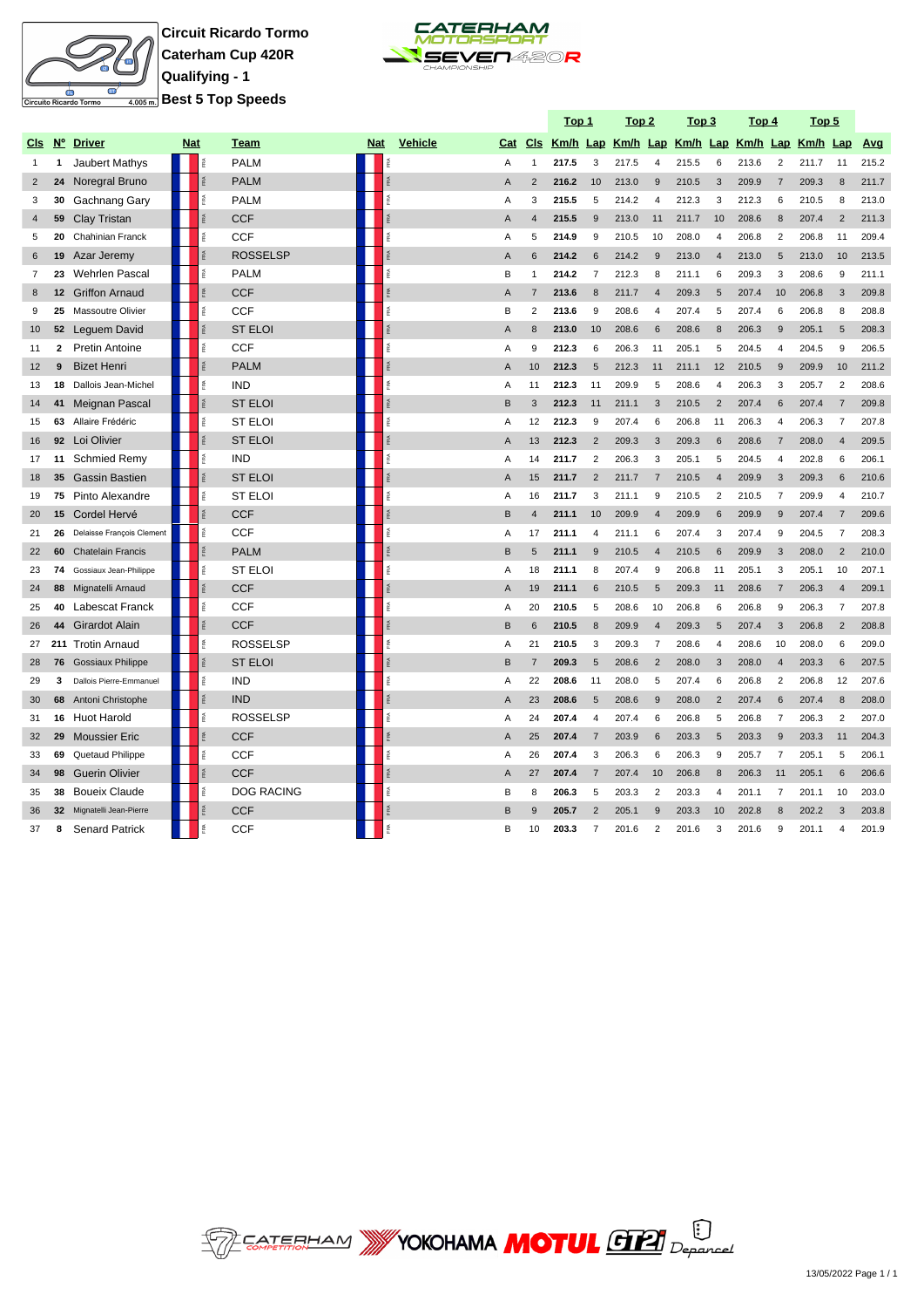**Circuit Ricardo Tormo**
**Caterham Cup 420R**
**Qualifying - 1**
**Best 5 Top Speeds**

| Cls | Nº | Driver | Nat | Team | Nat | Vehicle | Cat | Cls | Top 1 Km/h | Lap | Top 2 Km/h | Lap | Top 3 Km/h | Lap | Top 4 Km/h | Lap | Top 5 Km/h | Lap | Avg |
|---|---|---|---|---|---|---|---|---|---|---|---|---|---|---|---|---|---|---|---|
| 1 | 1 | Jaubert Mathys | FRA | PALM | FRA | | A | 1 | 217.5 | 3 | 217.5 | 4 | 215.5 | 6 | 213.6 | 2 | 211.7 | 11 | 215.2 |
| 2 | 24 | Noregral Bruno | FRA | PALM | FRA | | A | 2 | 216.2 | 10 | 213.0 | 9 | 210.5 | 3 | 209.9 | 7 | 209.3 | 8 | 211.7 |
| 3 | 30 | Gachnang Gary | FRA | PALM | FRA | | A | 3 | 215.5 | 5 | 214.2 | 4 | 212.3 | 3 | 212.3 | 6 | 210.5 | 8 | 213.0 |
| 4 | 59 | Clay Tristan | FRA | CCF | FRA | | A | 4 | 215.5 | 9 | 213.0 | 11 | 211.7 | 10 | 208.6 | 8 | 207.4 | 2 | 211.3 |
| 5 | 20 | Chahinian Franck | FRA | CCF | FRA | | A | 5 | 214.9 | 9 | 210.5 | 10 | 208.0 | 4 | 206.8 | 2 | 206.8 | 11 | 209.4 |
| 6 | 19 | Azar Jeremy | FRA | ROSSELSP | FRA | | A | 6 | 214.2 | 6 | 214.2 | 9 | 213.0 | 4 | 213.0 | 5 | 213.0 | 10 | 213.5 |
| 7 | 23 | Wehrlen Pascal | FRA | PALM | FRA | | B | 1 | 214.2 | 7 | 212.3 | 8 | 211.1 | 6 | 209.3 | 3 | 208.6 | 9 | 211.1 |
| 8 | 12 | Griffon Arnaud | FRA | CCF | FRA | | A | 7 | 213.6 | 8 | 211.7 | 4 | 209.3 | 5 | 207.4 | 10 | 206.8 | 3 | 209.8 |
| 9 | 25 | Massoutre Olivier | FRA | CCF | FRA | | B | 2 | 213.6 | 9 | 208.6 | 4 | 207.4 | 5 | 207.4 | 6 | 206.8 | 8 | 208.8 |
| 10 | 52 | Leguem David | FRA | ST ELOI | FRA | | A | 8 | 213.0 | 10 | 208.6 | 6 | 208.6 | 8 | 206.3 | 9 | 205.1 | 5 | 208.3 |
| 11 | 2 | Pretin Antoine | FRA | CCF | FRA | | A | 9 | 212.3 | 6 | 206.3 | 11 | 205.1 | 5 | 204.5 | 4 | 204.5 | 9 | 206.5 |
| 12 | 9 | Bizet Henri | FRA | PALM | FRA | | A | 10 | 212.3 | 5 | 212.3 | 11 | 211.1 | 12 | 210.5 | 9 | 209.9 | 10 | 211.2 |
| 13 | 18 | Dallois Jean-Michel | FRA | IND | FRA | | A | 11 | 212.3 | 11 | 209.9 | 5 | 208.6 | 4 | 206.3 | 3 | 205.7 | 2 | 208.6 |
| 14 | 41 | Meignan Pascal | FRA | ST ELOI | FRA | | B | 3 | 212.3 | 11 | 211.1 | 3 | 210.5 | 2 | 207.4 | 6 | 207.4 | 7 | 209.8 |
| 15 | 63 | Allaire Frédéric | FRA | ST ELOI | FRA | | A | 12 | 212.3 | 9 | 207.4 | 6 | 206.8 | 11 | 206.3 | 4 | 206.3 | 7 | 207.8 |
| 16 | 92 | Loi Olivier | FRA | ST ELOI | FRA | | A | 13 | 212.3 | 2 | 209.3 | 3 | 209.3 | 6 | 208.6 | 7 | 208.0 | 4 | 209.5 |
| 17 | 11 | Schmied Remy | FRA | IND | FRA | | A | 14 | 211.7 | 2 | 206.3 | 3 | 205.1 | 5 | 204.5 | 4 | 202.8 | 6 | 206.1 |
| 18 | 35 | Gassin Bastien | FRA | ST ELOI | FRA | | A | 15 | 211.7 | 2 | 211.7 | 7 | 210.5 | 4 | 209.9 | 3 | 209.3 | 6 | 210.6 |
| 19 | 75 | Pinto Alexandre | FRA | ST ELOI | FRA | | A | 16 | 211.7 | 3 | 211.1 | 9 | 210.5 | 2 | 210.5 | 7 | 209.9 | 4 | 210.7 |
| 20 | 15 | Cordel Hervé | FRA | CCF | FRA | | B | 4 | 211.1 | 10 | 209.9 | 4 | 209.9 | 6 | 209.9 | 9 | 207.4 | 7 | 209.6 |
| 21 | 26 | Delaisse François Clement | FRA | CCF | FRA | | A | 17 | 211.1 | 4 | 211.1 | 6 | 207.4 | 3 | 207.4 | 9 | 204.5 | 7 | 208.3 |
| 22 | 60 | Chatelain Francis | FRA | PALM | FRA | | B | 5 | 211.1 | 9 | 210.5 | 4 | 210.5 | 6 | 209.9 | 3 | 208.0 | 2 | 210.0 |
| 23 | 74 | Gossiaux Jean-Philippe | FRA | ST ELOI | FRA | | A | 18 | 211.1 | 8 | 207.4 | 9 | 206.8 | 11 | 205.1 | 3 | 205.1 | 10 | 207.1 |
| 24 | 88 | Mignatelli Arnaud | FRA | CCF | FRA | | A | 19 | 211.1 | 6 | 210.5 | 5 | 209.3 | 11 | 208.6 | 7 | 206.3 | 4 | 209.1 |
| 25 | 40 | Labescat Franck | FRA | CCF | FRA | | A | 20 | 210.5 | 5 | 208.6 | 10 | 206.8 | 6 | 206.8 | 9 | 206.3 | 7 | 207.8 |
| 26 | 44 | Girardot Alain | FRA | CCF | FRA | | B | 6 | 210.5 | 8 | 209.9 | 4 | 209.3 | 5 | 207.4 | 3 | 206.8 | 2 | 208.8 |
| 27 | 211 | Trotin Arnaud | FRA | ROSSELSP | FRA | | A | 21 | 210.5 | 3 | 209.3 | 7 | 208.6 | 4 | 208.6 | 10 | 208.0 | 6 | 209.0 |
| 28 | 76 | Gossiaux Philippe | FRA | ST ELOI | FRA | | B | 7 | 209.3 | 5 | 208.6 | 2 | 208.0 | 3 | 208.0 | 4 | 203.3 | 6 | 207.5 |
| 29 | 3 | Dallois Pierre-Emmanuel | FRA | IND | FRA | | A | 22 | 208.6 | 11 | 208.0 | 5 | 207.4 | 6 | 206.8 | 2 | 206.8 | 12 | 207.6 |
| 30 | 68 | Antoni Christophe | FRA | IND | FRA | | A | 23 | 208.6 | 5 | 208.6 | 9 | 208.0 | 2 | 207.4 | 6 | 207.4 | 8 | 208.0 |
| 31 | 16 | Huot Harold | FRA | ROSSELSP | FRA | | A | 24 | 207.4 | 4 | 207.4 | 6 | 206.8 | 5 | 206.8 | 7 | 206.3 | 2 | 207.0 |
| 32 | 29 | Moussier Eric | FRA | CCF | FRA | | A | 25 | 207.4 | 7 | 203.9 | 6 | 203.3 | 5 | 203.3 | 9 | 203.3 | 11 | 204.3 |
| 33 | 69 | Quetaud Philippe | FRA | CCF | FRA | | A | 26 | 207.4 | 3 | 206.3 | 6 | 206.3 | 9 | 205.7 | 7 | 205.1 | 5 | 206.1 |
| 34 | 98 | Guerin Olivier | FRA | CCF | FRA | | A | 27 | 207.4 | 7 | 207.4 | 10 | 206.8 | 8 | 206.3 | 11 | 205.1 | 6 | 206.6 |
| 35 | 38 | Boueix Claude | FRA | DOG RACING | FRA | | B | 8 | 206.3 | 5 | 203.3 | 2 | 203.3 | 4 | 201.1 | 7 | 201.1 | 10 | 203.0 |
| 36 | 32 | Mignatelli Jean-Pierre | FRA | CCF | FRA | | B | 9 | 205.7 | 2 | 205.1 | 9 | 203.3 | 10 | 202.8 | 8 | 202.2 | 3 | 203.8 |
| 37 | 8 | Senard Patrick | FRA | CCF | FRA | | B | 10 | 203.3 | 7 | 201.6 | 2 | 201.6 | 3 | 201.6 | 9 | 201.1 | 4 | 201.9 |

13/05/2022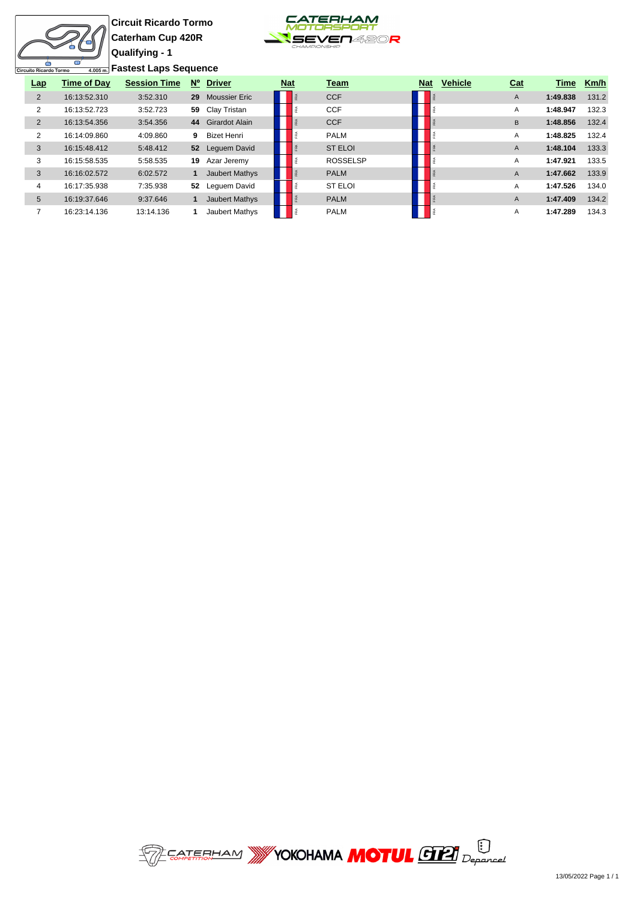**Circuit Ricardo Tormo**

**Caterham Cup 420R**

**Qualifying - 1**

**Fastest Laps Sequence**

| Lap | Time of Day | Session Time | Nº | Driver | Nat | Team | Nat | Vehicle | Cat | Time | Km/h |
|---|---|---|---|---|---|---|---|---|---|---|---|
| 2 | 16:13:52.310 | 3:52.310 | **29** | Moussier Eric | FRA | CCF | FRA | | A | **1:49.838** | 131.2 |
| 2 | 16:13:52.723 | 3:52.723 | **59** | Clay Tristan | FRA | CCF | FRA | | A | **1:48.947** | 132.3 |
| 2 | 16:13:54.356 | 3:54.356 | **44** | Girardot Alain | FRA | CCF | FRA | | B | **1:48.856** | 132.4 |
| 2 | 16:14:09.860 | 4:09.860 | **9** | Bizet Henri | FRA | PALM | FRA | | A | **1:48.825** | 132.4 |
| 3 | 16:15:48.412 | 5:48.412 | **52** | Leguem David | FRA | ST ELOI | FRA | | A | **1:48.104** | 133.3 |
| 3 | 16:15:58.535 | 5:58.535 | **19** | Azar Jeremy | FRA | ROSSELSP | FRA | | A | **1:47.921** | 133.5 |
| 3 | 16:16:02.572 | 6:02.572 | **1** | Jaubert Mathys | FRA | PALM | FRA | | A | **1:47.662** | 133.9 |
| 4 | 16:17:35.938 | 7:35.938 | **52** | Leguem David | FRA | ST ELOI | FRA | | A | **1:47.526** | 134.0 |
| 5 | 16:19:37.646 | 9:37.646 | **1** | Jaubert Mathys | FRA | PALM | FRA | | A | **1:47.409** | 134.2 |
| 7 | 16:23:14.136 | 13:14.136 | **1** | Jaubert Mathys | FRA | PALM | FRA | | A | **1:47.289** | 134.3 |

13/05/2022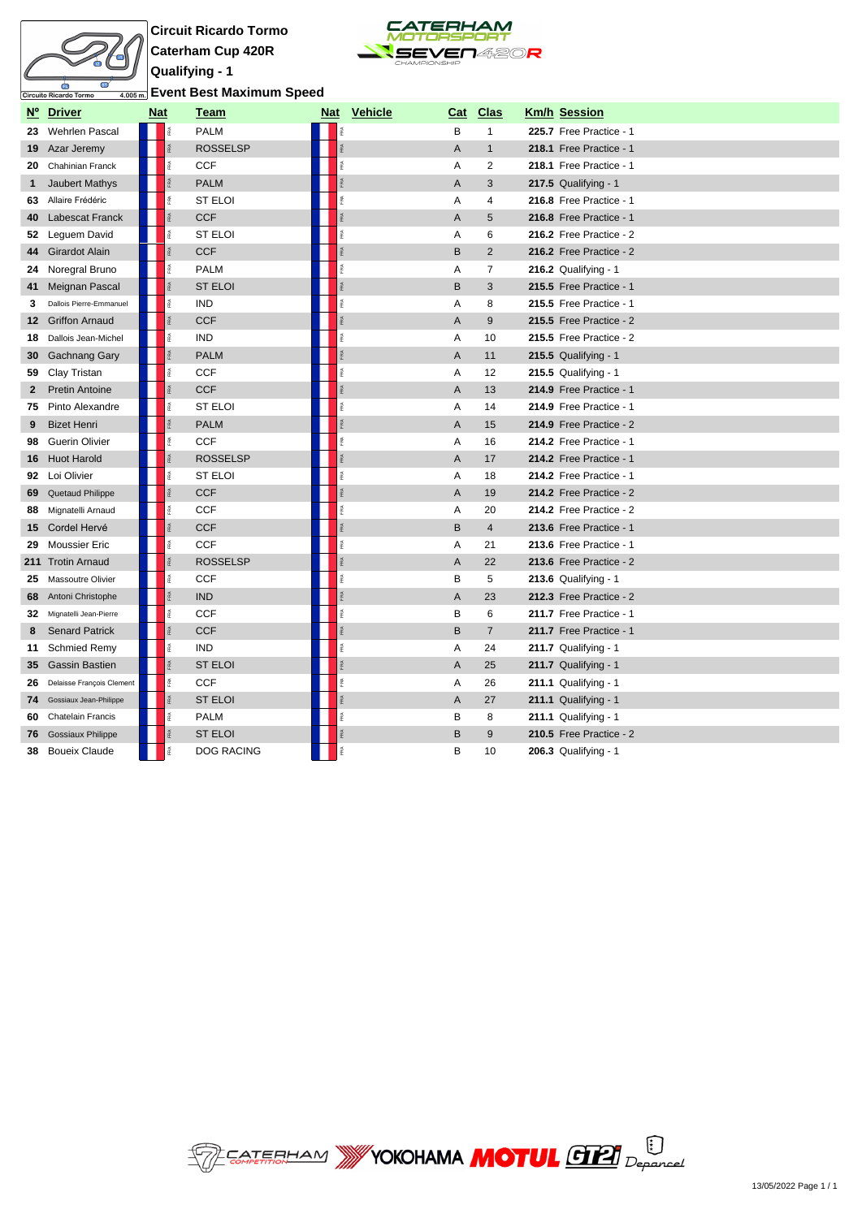**Circuit Ricardo Tormo**

**Caterham Cup 420R**

**Qualifying - 1**

**Event Best Maximum Speed**

| Nº | Driver | Nat | Team | Nat | Vehicle | Cat | Clas | Km/h | Session |
|---|---|---|---|---|---|---|---|---|---|
| 23 | Wehrlen Pascal | FRA | PALM | FRA | | B | 1 | **225.7** | Free Practice - 1 |
| 19 | Azar Jeremy | FRA | ROSSELSP | FRA | | A | 1 | **218.1** | Free Practice - 1 |
| 20 | Chahinian Franck | FRA | CCF | FRA | | A | 2 | **218.1** | Free Practice - 1 |
| 1 | Jaubert Mathys | FRA | PALM | FRA | | A | 3 | **217.5** | Qualifying - 1 |
| 63 | Allaire Frédéric | FRA | ST ELOI | FRA | | A | 4 | **216.8** | Free Practice - 1 |
| 40 | Labescat Franck | FRA | CCF | FRA | | A | 5 | **216.8** | Free Practice - 1 |
| 52 | Leguem David | FRA | ST ELOI | FRA | | A | 6 | **216.2** | Free Practice - 2 |
| 44 | Girardot Alain | FRA | CCF | FRA | | B | 2 | **216.2** | Free Practice - 2 |
| 24 | Noregral Bruno | FRA | PALM | FRA | | A | 7 | **216.2** | Qualifying - 1 |
| 41 | Meignan Pascal | FRA | ST ELOI | FRA | | B | 3 | **215.5** | Free Practice - 1 |
| 3 | Dallois Pierre-Emmanuel | FRA | IND | FRA | | A | 8 | **215.5** | Free Practice - 1 |
| 12 | Griffon Arnaud | FRA | CCF | FRA | | A | 9 | **215.5** | Free Practice - 2 |
| 18 | Dallois Jean-Michel | FRA | IND | FRA | | A | 10 | **215.5** | Free Practice - 2 |
| 30 | Gachnang Gary | FRA | PALM | FRA | | A | 11 | **215.5** | Qualifying - 1 |
| 59 | Clay Tristan | FRA | CCF | FRA | | A | 12 | **215.5** | Qualifying - 1 |
| 2 | Pretin Antoine | FRA | CCF | FRA | | A | 13 | **214.9** | Free Practice - 1 |
| 75 | Pinto Alexandre | FRA | ST ELOI | FRA | | A | 14 | **214.9** | Free Practice - 1 |
| 9 | Bizet Henri | FRA | PALM | FRA | | A | 15 | **214.9** | Free Practice - 2 |
| 98 | Guerin Olivier | FRA | CCF | FRA | | A | 16 | **214.2** | Free Practice - 1 |
| 16 | Huot Harold | FRA | ROSSELSP | FRA | | A | 17 | **214.2** | Free Practice - 1 |
| 92 | Loi Olivier | FRA | ST ELOI | FRA | | A | 18 | **214.2** | Free Practice - 1 |
| 69 | Quetaud Philippe | FRA | CCF | FRA | | A | 19 | **214.2** | Free Practice - 2 |
| 88 | Mignatelli Arnaud | FRA | CCF | FRA | | A | 20 | **214.2** | Free Practice - 2 |
| 15 | Cordel Hervé | FRA | CCF | FRA | | B | 4 | **213.6** | Free Practice - 1 |
| 29 | Moussier Eric | FRA | CCF | FRA | | A | 21 | **213.6** | Free Practice - 1 |
| 211 | Trotin Arnaud | FRA | ROSSELSP | FRA | | A | 22 | **213.6** | Free Practice - 2 |
| 25 | Massoutre Olivier | FRA | CCF | FRA | | B | 5 | **213.6** | Qualifying - 1 |
| 68 | Antoni Christophe | FRA | IND | FRA | | A | 23 | **212.3** | Free Practice - 2 |
| 32 | Mignatelli Jean-Pierre | FRA | CCF | FRA | | B | 6 | **211.7** | Free Practice - 1 |
| 8 | Senard Patrick | FRA | CCF | FRA | | B | 7 | **211.7** | Free Practice - 1 |
| 11 | Schmied Remy | FRA | IND | FRA | | A | 24 | **211.7** | Qualifying - 1 |
| 35 | Gassin Bastien | FRA | ST ELOI | FRA | | A | 25 | **211.7** | Qualifying - 1 |
| 26 | Delaisse François Clement | FRA | CCF | FRA | | A | 26 | **211.1** | Qualifying - 1 |
| 74 | Gossiaux Jean-Philippe | FRA | ST ELOI | FRA | | A | 27 | **211.1** | Qualifying - 1 |
| 60 | Chatelain Francis | FRA | PALM | FRA | | B | 8 | **211.1** | Qualifying - 1 |
| 76 | Gossiaux Philippe | FRA | ST ELOI | FRA | | B | 9 | **210.5** | Free Practice - 2 |
| 38 | Boueix Claude | FRA | DOG RACING | FRA | | B | 10 | **206.3** | Qualifying - 1 |

13/05/2022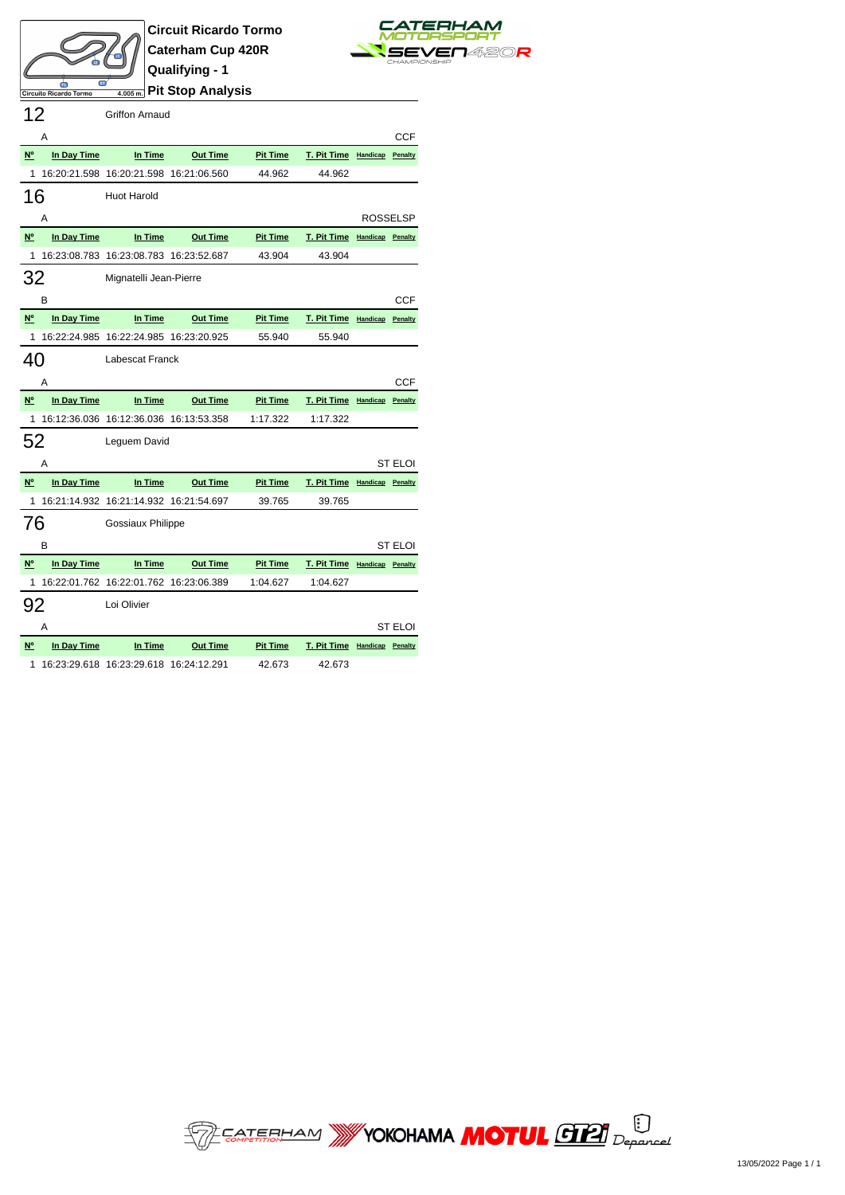**Circuit Ricardo Tormo**

**Caterham Cup 420R**

**Qualifying - 1**

**Pit Stop Analysis**

Circuito Ricardo Tormo 4.005 m.

## 12 Griffon Arnaud

A — CCF

| Nº | In Day Time | In Time | Out Time | Pit Time | T. Pit Time | Handicap | Penalty |
|---|---|---|---|---|---|---|---|
| 1 | 16:20:21.598 | 16:20:21.598 | 16:21:06.560 | 44.962 | 44.962 | | |

## 16 Huot Harold

A — ROSSELSP

| Nº | In Day Time | In Time | Out Time | Pit Time | T. Pit Time | Handicap | Penalty |
|---|---|---|---|---|---|---|---|
| 1 | 16:23:08.783 | 16:23:08.783 | 16:23:52.687 | 43.904 | 43.904 | | |

## 32 Mignatelli Jean-Pierre

B — CCF

| Nº | In Day Time | In Time | Out Time | Pit Time | T. Pit Time | Handicap | Penalty |
|---|---|---|---|---|---|---|---|
| 1 | 16:22:24.985 | 16:22:24.985 | 16:23:20.925 | 55.940 | 55.940 | | |

## 40 Labescat Franck

A — CCF

| Nº | In Day Time | In Time | Out Time | Pit Time | T. Pit Time | Handicap | Penalty |
|---|---|---|---|---|---|---|---|
| 1 | 16:12:36.036 | 16:12:36.036 | 16:13:53.358 | 1:17.322 | 1:17.322 | | |

## 52 Leguem David

A — ST ELOI

| Nº | In Day Time | In Time | Out Time | Pit Time | T. Pit Time | Handicap | Penalty |
|---|---|---|---|---|---|---|---|
| 1 | 16:21:14.932 | 16:21:14.932 | 16:21:54.697 | 39.765 | 39.765 | | |

## 76 Gossiaux Philippe

B — ST ELOI

| Nº | In Day Time | In Time | Out Time | Pit Time | T. Pit Time | Handicap | Penalty |
|---|---|---|---|---|---|---|---|
| 1 | 16:22:01.762 | 16:22:01.762 | 16:23:06.389 | 1:04.627 | 1:04.627 | | |

## 92 Loi Olivier

A — ST ELOI

| Nº | In Day Time | In Time | Out Time | Pit Time | T. Pit Time | Handicap | Penalty |
|---|---|---|---|---|---|---|---|
| 1 | 16:23:29.618 | 16:23:29.618 | 16:24:12.291 | 42.673 | 42.673 | | |

13/05/2022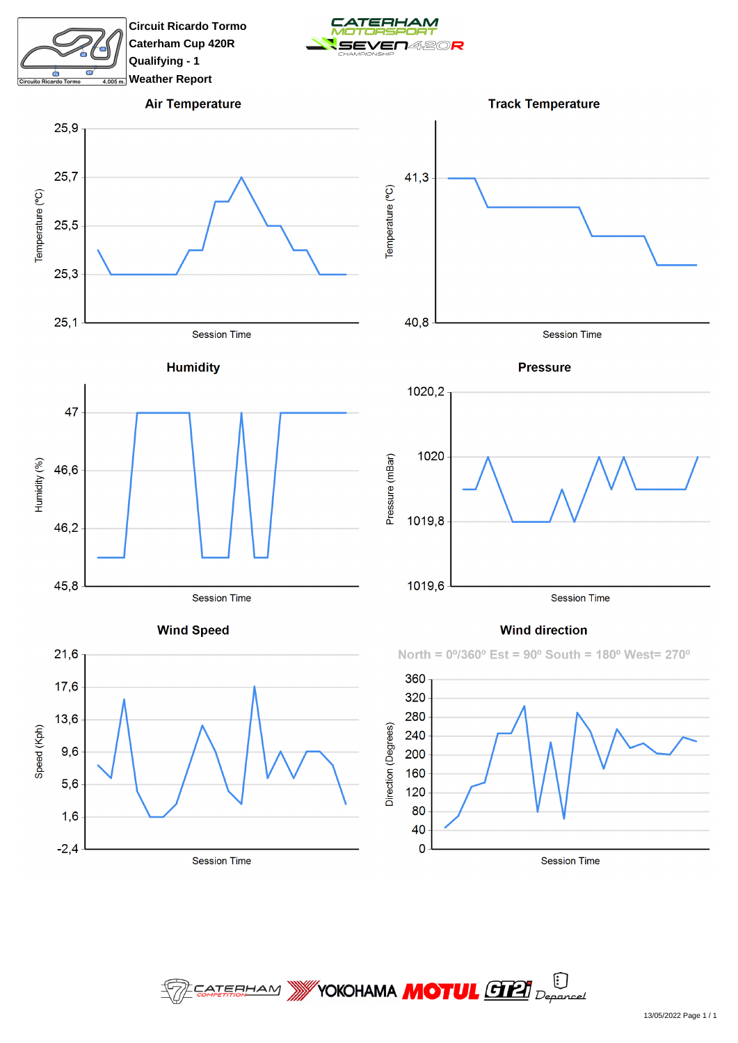Circuito Ricardo Tormo 4.005 m.

**Circuit Ricardo Tormo**
**Caterham Cup 420R**
**Qualifying - 1**
**Weather Report**

## Air Temperature

Temperature (ºC)

25,9
25,7
25,5
25,3
25,1

Session Time

## Track Temperature

Temperature (ºC)

41,3
40,8

Session Time

## Humidity

Humidity (%)

47
46,6
46,2
45,8

Session Time

## Pressure

Pressure (mBar)

1020,2
1020
1019,8
1019,6

Session Time

## Wind Speed

Speed (Kph)

21,6
17,6
13,6
9,6
5,6
1,6
-2,4

Session Time

## Wind direction

North = 0º/360º Est = 90º South = 180º West= 270º

Direction (Degrees)

360
320
280
240
200
160
120
80
40
0

Session Time

13/05/2022